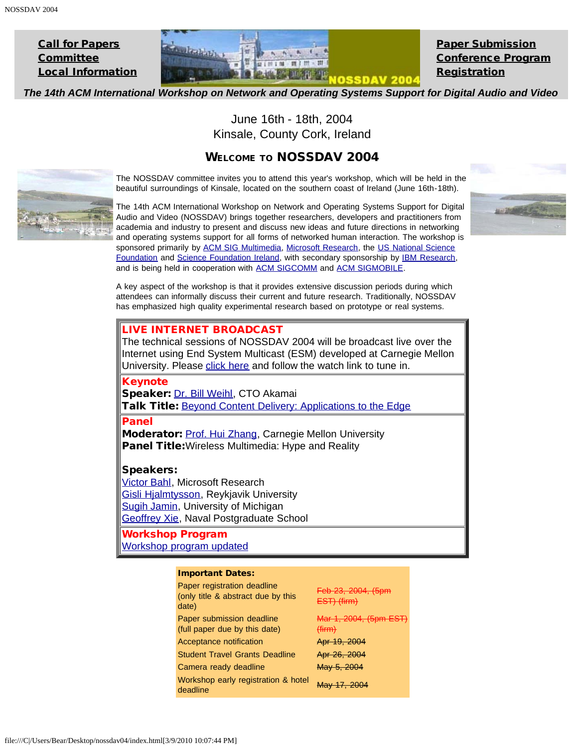Call for Papers
Committee
Local Information

Paper Submission
Conference Program
Registration

*The 14th ACM International Workshop on Network and Operating Systems Support for Digital Audio and Video*

June 16th - 18th, 2004
Kinsale, County Cork, Ireland

## Welcome to NOSSDAV 2004

The NOSSDAV committee invites you to attend this year's workshop, which will be held in the beautiful surroundings of Kinsale, located on the southern coast of Ireland (June 16th-18th).

The 14th ACM International Workshop on Network and Operating Systems Support for Digital Audio and Video (NOSSDAV) brings together researchers, developers and practitioners from academia and industry to present and discuss new ideas and future directions in networking and operating systems support for all forms of networked human interaction. The workshop is sponsored primarily by ACM SIG Multimedia, Microsoft Research, the US National Science Foundation and Science Foundation Ireland, with secondary sponsorship by IBM Research, and is being held in cooperation with ACM SIGCOMM and ACM SIGMOBILE.

A key aspect of the workshop is that it provides extensive discussion periods during which attendees can informally discuss their current and future research. Traditionally, NOSSDAV has emphasized high quality experimental research based on prototype or real systems.

**LIVE INTERNET BROADCAST**
The technical sessions of NOSSDAV 2004 will be broadcast live over the Internet using End System Multicast (ESM) developed at Carnegie Mellon University. Please click here and follow the watch link to tune in.

**Keynote**
**Speaker:** Dr. Bill Weihl, CTO Akamai
**Talk Title:** Beyond Content Delivery: Applications to the Edge

**Panel**
**Moderator:** Prof. Hui Zhang, Carnegie Mellon University
**Panel Title:** Wireless Multimedia: Hype and Reality

**Speakers:**
Victor Bahl, Microsoft Research
Gisli Hjalmtysson, Reykjavik University
Sugih Jamin, University of Michigan
Geoffrey Xie, Naval Postgraduate School

**Workshop Program**
Workshop program updated

| **Important Dates:** | |
|---|---|
| Paper registration deadline (only title & abstract due by this date) | ~~Feb 23, 2004, (5pm EST) (firm)~~ |
| Paper submission deadline (full paper due by this date) | ~~Mar 1, 2004, (5pm EST) (firm)~~ |
| Acceptance notification | ~~Apr 19, 2004~~ |
| Student Travel Grants Deadline | ~~Apr 26, 2004~~ |
| Camera ready deadline | ~~May 5, 2004~~ |
| Workshop early registration & hotel deadline | ~~May 17, 2004~~ |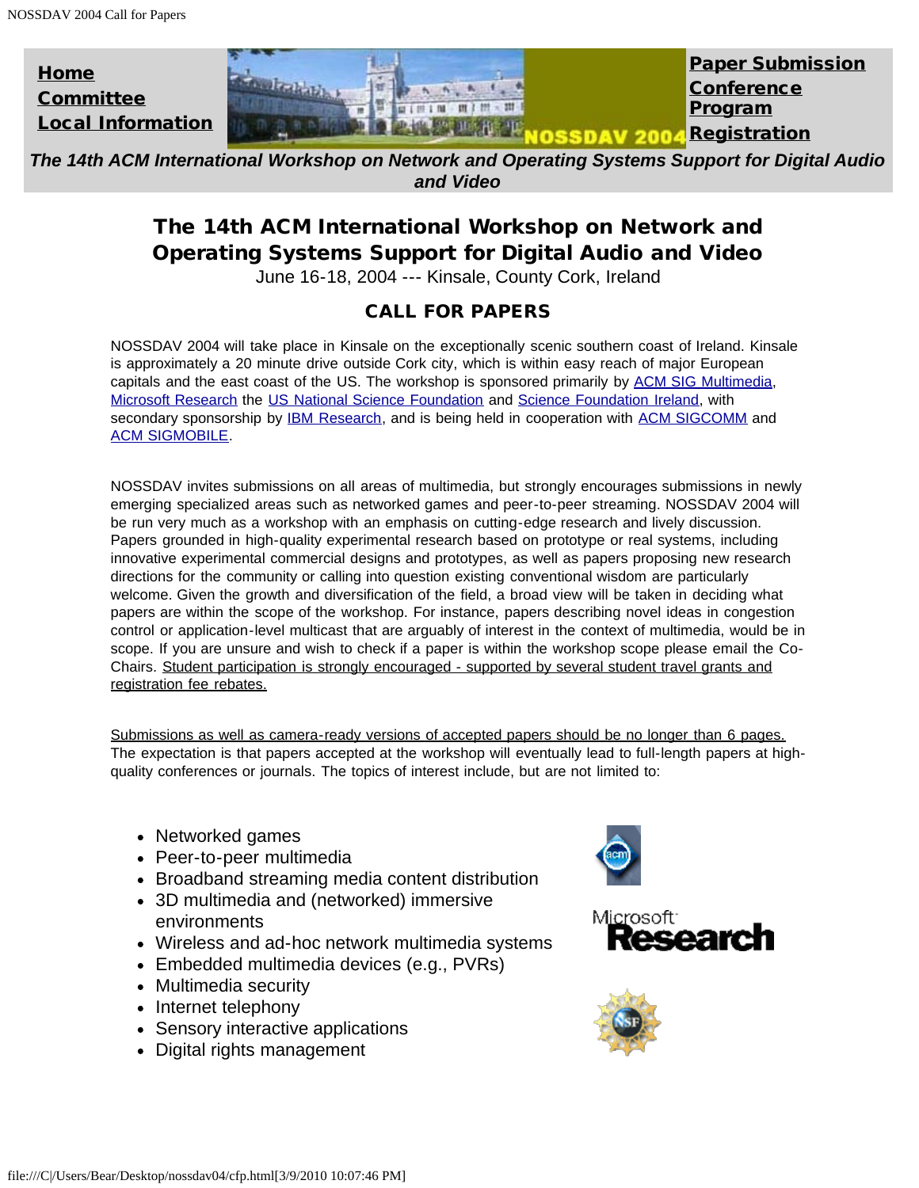**Home**
**Committee**
**Local Information**

**Paper Submission**
**Conference Program**
**Registration**

*The 14th ACM International Workshop on Network and Operating Systems Support for Digital Audio and Video*

# The 14th ACM International Workshop on Network and Operating Systems Support for Digital Audio and Video

June 16-18, 2004 --- Kinsale, County Cork, Ireland

## CALL FOR PAPERS

NOSSDAV 2004 will take place in Kinsale on the exceptionally scenic southern coast of Ireland. Kinsale is approximately a 20 minute drive outside Cork city, which is within easy reach of major European capitals and the east coast of the US. The workshop is sponsored primarily by ACM SIG Multimedia, Microsoft Research the US National Science Foundation and Science Foundation Ireland, with secondary sponsorship by IBM Research, and is being held in cooperation with ACM SIGCOMM and ACM SIGMOBILE.

NOSSDAV invites submissions on all areas of multimedia, but strongly encourages submissions in newly emerging specialized areas such as networked games and peer-to-peer streaming. NOSSDAV 2004 will be run very much as a workshop with an emphasis on cutting-edge research and lively discussion. Papers grounded in high-quality experimental research based on prototype or real systems, including innovative experimental commercial designs and prototypes, as well as papers proposing new research directions for the community or calling into question existing conventional wisdom are particularly welcome. Given the growth and diversification of the field, a broad view will be taken in deciding what papers are within the scope of the workshop. For instance, papers describing novel ideas in congestion control or application-level multicast that are arguably of interest in the context of multimedia, would be in scope. If you are unsure and wish to check if a paper is within the workshop scope please email the Co-Chairs. Student participation is strongly encouraged - supported by several student travel grants and registration fee rebates.

Submissions as well as camera-ready versions of accepted papers should be no longer than 6 pages. The expectation is that papers accepted at the workshop will eventually lead to full-length papers at high-quality conferences or journals. The topics of interest include, but are not limited to:

- Networked games
- Peer-to-peer multimedia
- Broadband streaming media content distribution
- 3D multimedia and (networked) immersive environments
- Wireless and ad-hoc network multimedia systems
- Embedded multimedia devices (e.g., PVRs)
- Multimedia security
- Internet telephony
- Sensory interactive applications
- Digital rights management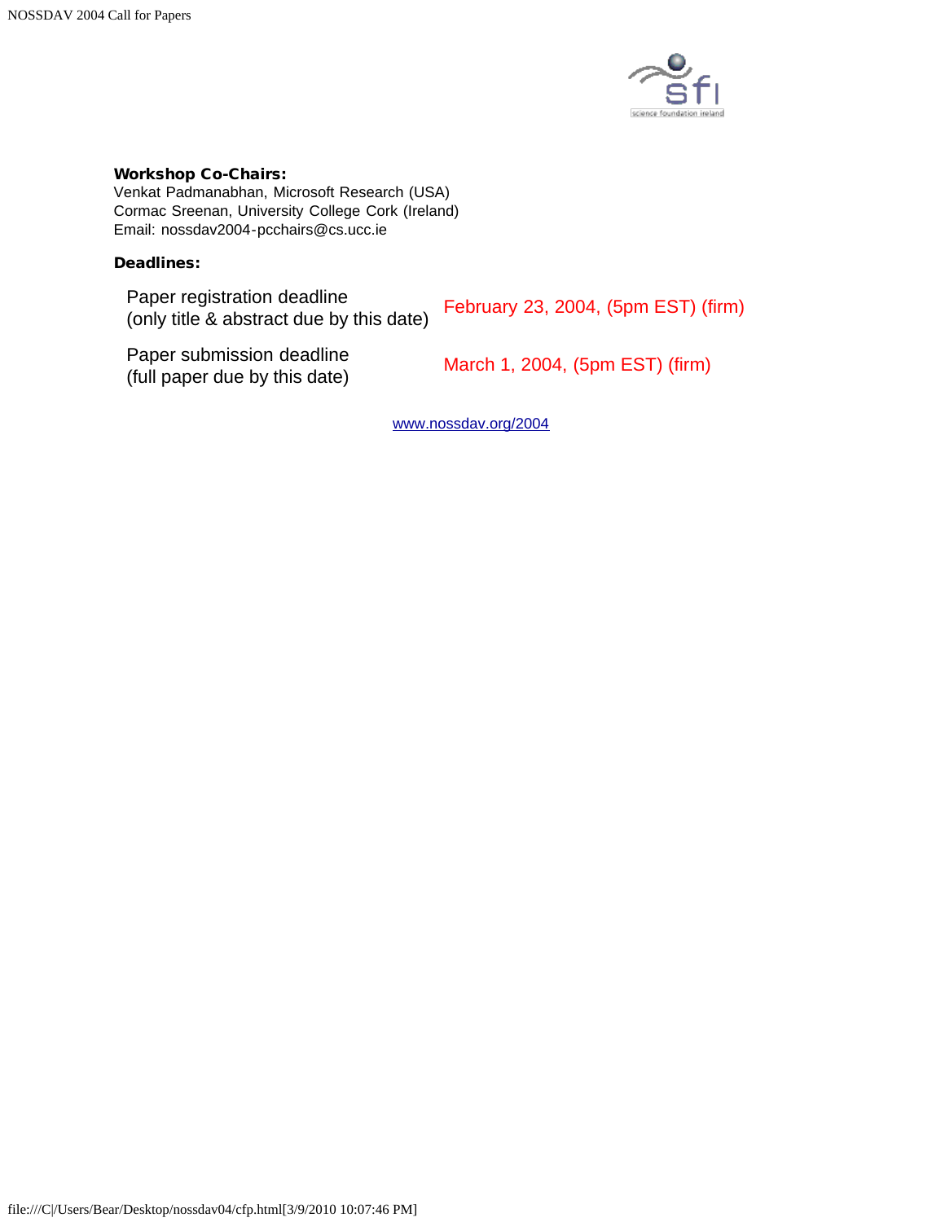**Workshop Co-Chairs:**
Venkat Padmanabhan, Microsoft Research (USA)
Cormac Sreenan, University College Cork (Ireland)
Email: nossdav2004-pcchairs@cs.ucc.ie

**Deadlines:**

| | |
|---|---|
| Paper registration deadline (only title & abstract due by this date) | February 23, 2004, (5pm EST) (firm) |
| Paper submission deadline (full paper due by this date) | March 1, 2004, (5pm EST) (firm) |

www.nossdav.org/2004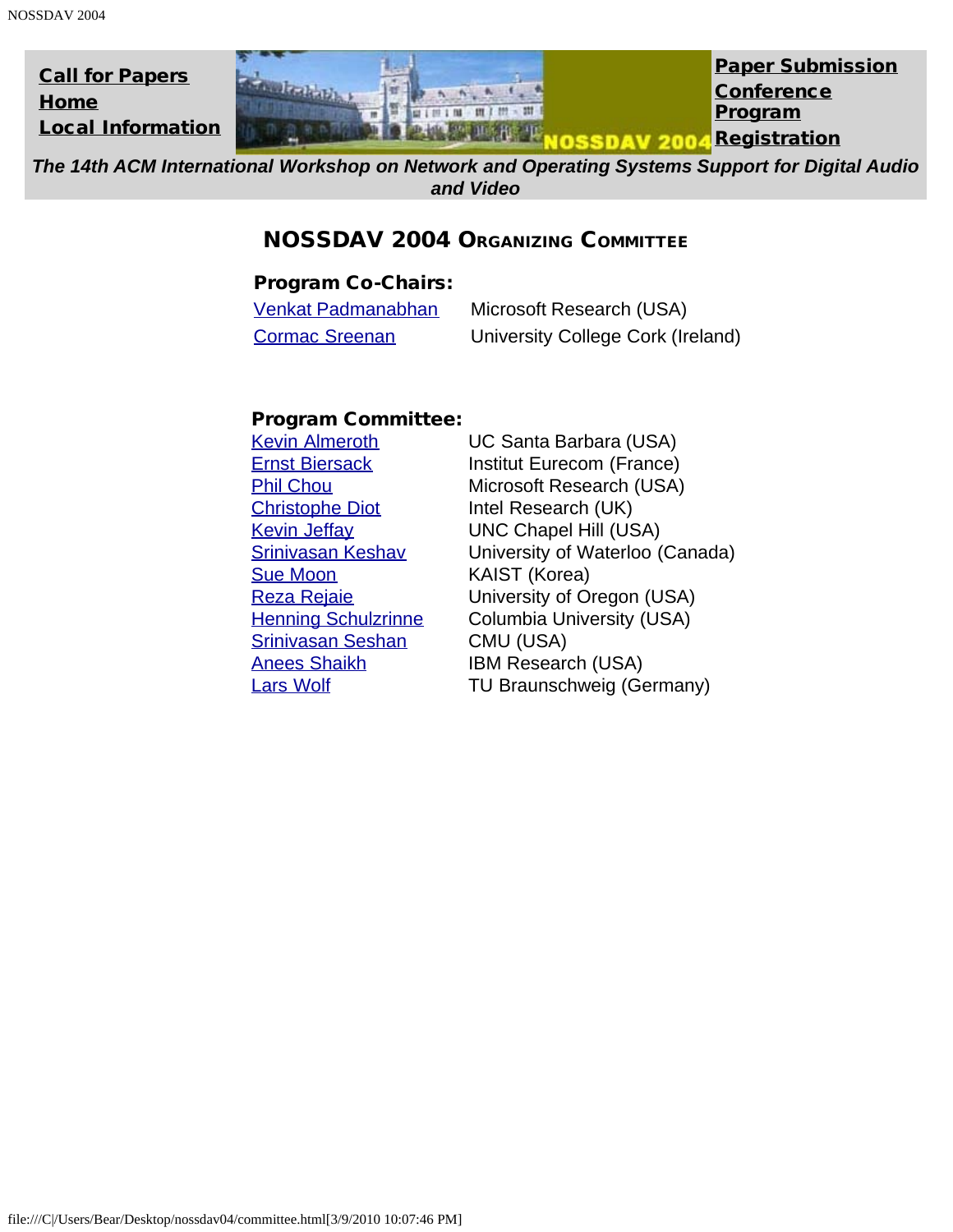Call for Papers
Home
Local Information

NOSSDAV 2004

Paper Submission
Conference Program
Registration

*The 14th ACM International Workshop on Network and Operating Systems Support for Digital Audio and Video*

## NOSSDAV 2004 Organizing Committee

### Program Co-Chairs:

| | |
|---|---|
| Venkat Padmanabhan | Microsoft Research (USA) |
| Cormac Sreenan | University College Cork (Ireland) |

### Program Committee:

| | |
|---|---|
| Kevin Almeroth | UC Santa Barbara (USA) |
| Ernst Biersack | Institut Eurecom (France) |
| Phil Chou | Microsoft Research (USA) |
| Christophe Diot | Intel Research (UK) |
| Kevin Jeffay | UNC Chapel Hill (USA) |
| Srinivasan Keshav | University of Waterloo (Canada) |
| Sue Moon | KAIST (Korea) |
| Reza Rejaie | University of Oregon (USA) |
| Henning Schulzrinne | Columbia University (USA) |
| Srinivasan Seshan | CMU (USA) |
| Anees Shaikh | IBM Research (USA) |
| Lars Wolf | TU Braunschweig (Germany) |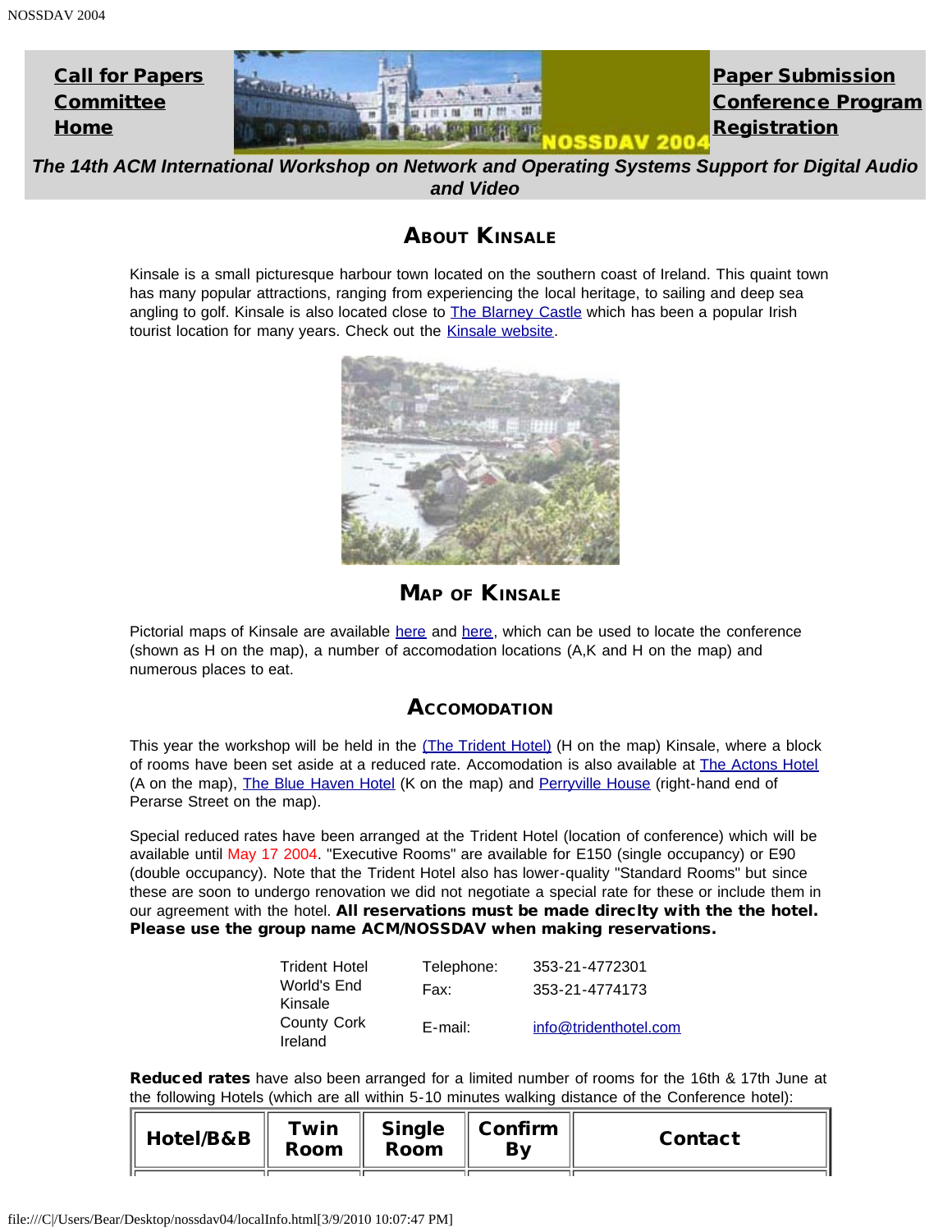Call for Papers
Committee
Home

Paper Submission
Conference Program
Registration

***The 14th ACM International Workshop on Network and Operating Systems Support for Digital Audio and Video***

## About Kinsale

Kinsale is a small picturesque harbour town located on the southern coast of Ireland. This quaint town has many popular attractions, ranging from experiencing the local heritage, to sailing and deep sea angling to golf. Kinsale is also located close to The Blarney Castle which has been a popular Irish tourist location for many years. Check out the Kinsale website.

## Map of Kinsale

Pictorial maps of Kinsale are available here and here, which can be used to locate the conference (shown as H on the map), a number of accomodation locations (A,K and H on the map) and numerous places to eat.

## Accomodation

This year the workshop will be held in the (The Trident Hotel) (H on the map) Kinsale, where a block of rooms have been set aside at a reduced rate. Accomodation is also available at The Actons Hotel (A on the map), The Blue Haven Hotel (K on the map) and Perryville House (right-hand end of Perarse Street on the map).

Special reduced rates have been arranged at the Trident Hotel (location of conference) which will be available until May 17 2004. "Executive Rooms" are available for E150 (single occupancy) or E90 (double occupancy). Note that the Trident Hotel also has lower-quality "Standard Rooms" but since these are soon to undergo renovation we did not negotiate a special rate for these or include them in our agreement with the hotel. **All reservations must be made direclty with the the hotel. Please use the group name ACM/NOSSDAV when making reservations.**

| | | |
|---|---|---|
| Trident Hotel<br>World's End<br>Kinsale<br>County Cork<br>Ireland | Telephone:<br>Fax:<br><br>E-mail: | 353-21-4772301<br>353-21-4774173<br><br>info@tridenthotel.com |

**Reduced rates** have also been arranged for a limited number of rooms for the 16th & 17th June at the following Hotels (which are all within 5-10 minutes walking distance of the Conference hotel):

| Hotel/B&B | Twin Room | Single Room | Confirm By | Contact |
|---|---|---|---|---|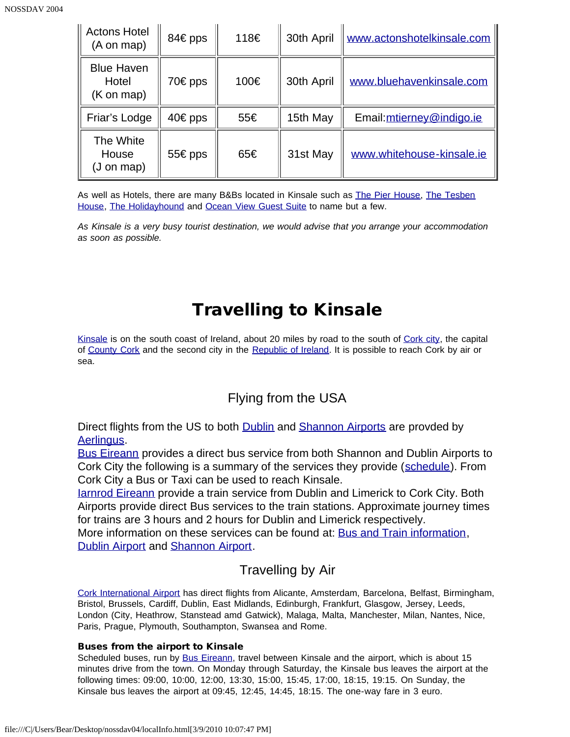| Actons Hotel (A on map) | 84€ pps | 118€ | 30th April | www.actonshotelkinsale.com |
|---|---|---|---|---|
| Blue Haven Hotel (K on map) | 70€ pps | 100€ | 30th April | www.bluehavenkinsale.com |
| Friar's Lodge | 40€ pps | 55€ | 15th May | Email:mtierney@indigo.ie |
| The White House (J on map) | 55€ pps | 65€ | 31st May | www.whitehouse-kinsale.ie |

As well as Hotels, there are many B&Bs located in Kinsale such as The Pier House, The Tesben House, The Holidayhound and Ocean View Guest Suite to name but a few.

*As Kinsale is a very busy tourist destination, we would advise that you arrange your accommodation as soon as possible.*

# Travelling to Kinsale

Kinsale is on the south coast of Ireland, about 20 miles by road to the south of Cork city, the capital of County Cork and the second city in the Republic of Ireland. It is possible to reach Cork by air or sea.

## Flying from the USA

Direct flights from the US to both Dublin and Shannon Airports are provded by Aerlingus.
Bus Eireann provides a direct bus service from both Shannon and Dublin Airports to Cork City the following is a summary of the services they provide (schedule). From Cork City a Bus or Taxi can be used to reach Kinsale.
Iarnrod Eireann provide a train service from Dublin and Limerick to Cork City. Both Airports provide direct Bus services to the train stations. Approximate journey times for trains are 3 hours and 2 hours for Dublin and Limerick respectively.
More information on these services can be found at: Bus and Train information, Dublin Airport and Shannon Airport.

## Travelling by Air

Cork International Airport has direct flights from Alicante, Amsterdam, Barcelona, Belfast, Birmingham, Bristol, Brussels, Cardiff, Dublin, East Midlands, Edinburgh, Frankfurt, Glasgow, Jersey, Leeds, London (City, Heathrow, Stanstead amd Gatwick), Malaga, Malta, Manchester, Milan, Nantes, Nice, Paris, Prague, Plymouth, Southampton, Swansea and Rome.

**Buses from the airport to Kinsale**
Scheduled buses, run by Bus Eireann, travel between Kinsale and the airport, which is about 15 minutes drive from the town. On Monday through Saturday, the Kinsale bus leaves the airport at the following times: 09:00, 10:00, 12:00, 13:30, 15:00, 15:45, 17:00, 18:15, 19:15. On Sunday, the Kinsale bus leaves the airport at 09:45, 12:45, 14:45, 18:15. The one-way fare in 3 euro.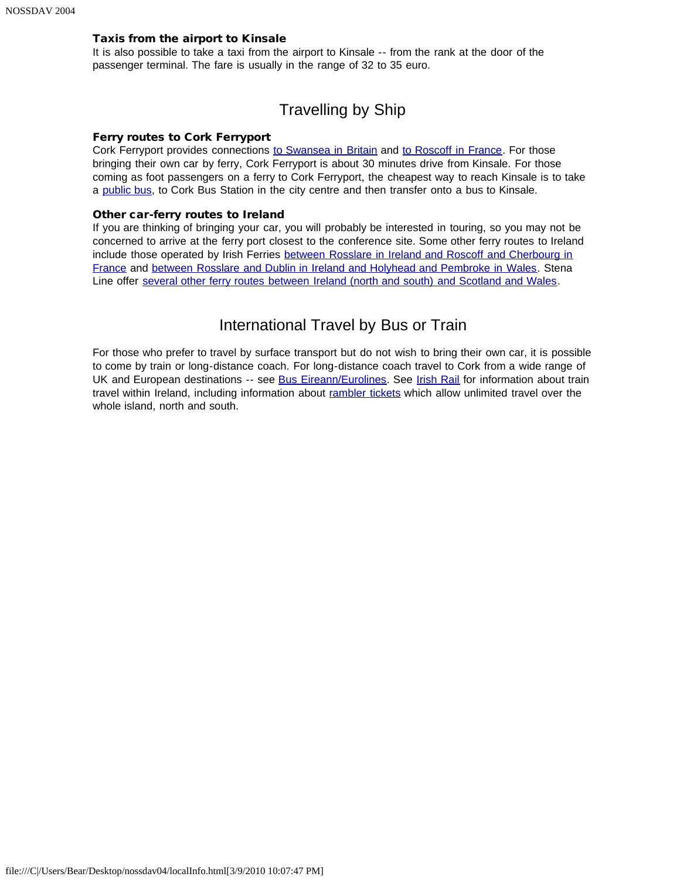**Taxis from the airport to Kinsale**
It is also possible to take a taxi from the airport to Kinsale -- from the rank at the door of the passenger terminal. The fare is usually in the range of 32 to 35 euro.

## Travelling by Ship

**Ferry routes to Cork Ferryport**
Cork Ferryport provides connections to Swansea in Britain and to Roscoff in France. For those bringing their own car by ferry, Cork Ferryport is about 30 minutes drive from Kinsale. For those coming as foot passengers on a ferry to Cork Ferryport, the cheapest way to reach Kinsale is to take a public bus, to Cork Bus Station in the city centre and then transfer onto a bus to Kinsale.

**Other car-ferry routes to Ireland**
If you are thinking of bringing your car, you will probably be interested in touring, so you may not be concerned to arrive at the ferry port closest to the conference site. Some other ferry routes to Ireland include those operated by Irish Ferries between Rosslare in Ireland and Roscoff and Cherbourg in France and between Rosslare and Dublin in Ireland and Holyhead and Pembroke in Wales. Stena Line offer several other ferry routes between Ireland (north and south) and Scotland and Wales.

## International Travel by Bus or Train

For those who prefer to travel by surface transport but do not wish to bring their own car, it is possible to come by train or long-distance coach. For long-distance coach travel to Cork from a wide range of UK and European destinations -- see Bus Eireann/Eurolines. See Irish Rail for information about train travel within Ireland, including information about rambler tickets which allow unlimited travel over the whole island, north and south.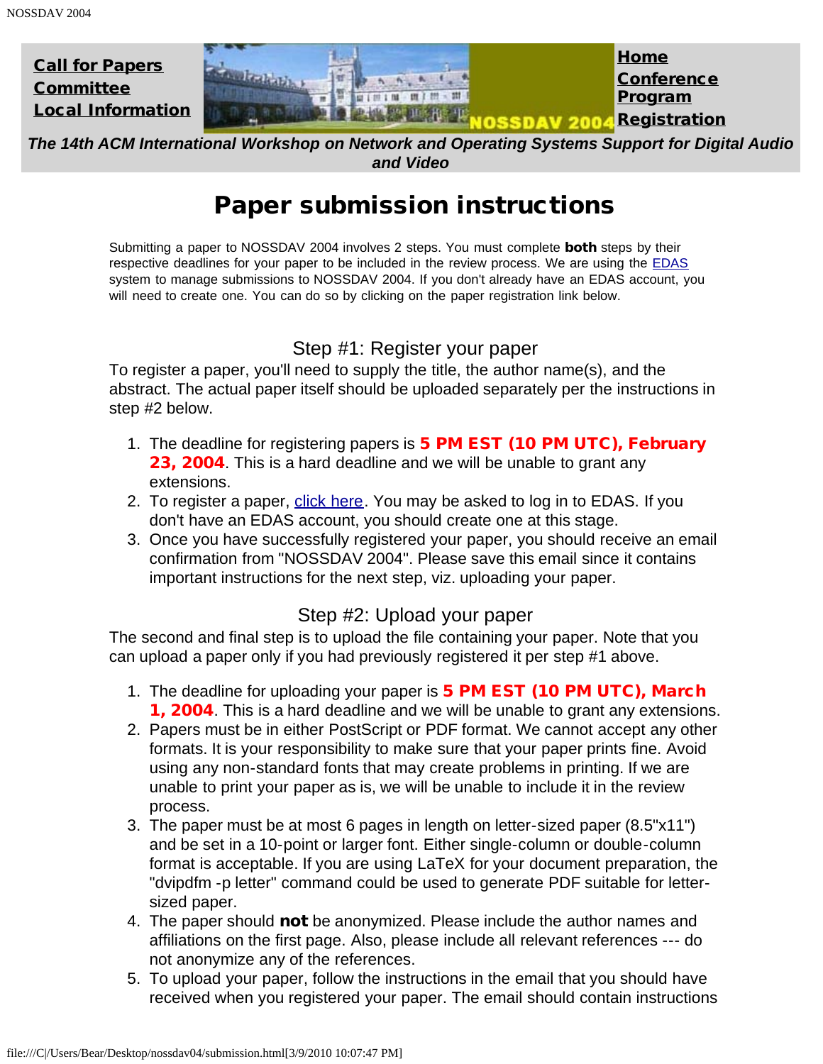Call for Papers
Committee
Local Information

Home
Conference Program
Registration

*The 14th ACM International Workshop on Network and Operating Systems Support for Digital Audio and Video*

# Paper submission instructions

Submitting a paper to NOSSDAV 2004 involves 2 steps. You must complete **both** steps by their respective deadlines for your paper to be included in the review process. We are using the EDAS system to manage submissions to NOSSDAV 2004. If you don't already have an EDAS account, you will need to create one. You can do so by clicking on the paper registration link below.

## Step #1: Register your paper

To register a paper, you'll need to supply the title, the author name(s), and the abstract. The actual paper itself should be uploaded separately per the instructions in step #2 below.

1. The deadline for registering papers is **5 PM EST (10 PM UTC), February 23, 2004**. This is a hard deadline and we will be unable to grant any extensions.
2. To register a paper, click here. You may be asked to log in to EDAS. If you don't have an EDAS account, you should create one at this stage.
3. Once you have successfully registered your paper, you should receive an email confirmation from "NOSSDAV 2004". Please save this email since it contains important instructions for the next step, viz. uploading your paper.

## Step #2: Upload your paper

The second and final step is to upload the file containing your paper. Note that you can upload a paper only if you had previously registered it per step #1 above.

1. The deadline for uploading your paper is **5 PM EST (10 PM UTC), March 1, 2004**. This is a hard deadline and we will be unable to grant any extensions.
2. Papers must be in either PostScript or PDF format. We cannot accept any other formats. It is your responsibility to make sure that your paper prints fine. Avoid using any non-standard fonts that may create problems in printing. If we are unable to print your paper as is, we will be unable to include it in the review process.
3. The paper must be at most 6 pages in length on letter-sized paper (8.5"x11") and be set in a 10-point or larger font. Either single-column or double-column format is acceptable. If you are using LaTeX for your document preparation, the "dvipdfm -p letter" command could be used to generate PDF suitable for letter-sized paper.
4. The paper should **not** be anonymized. Please include the author names and affiliations on the first page. Also, please include all relevant references --- do not anonymize any of the references.
5. To upload your paper, follow the instructions in the email that you should have received when you registered your paper. The email should contain instructions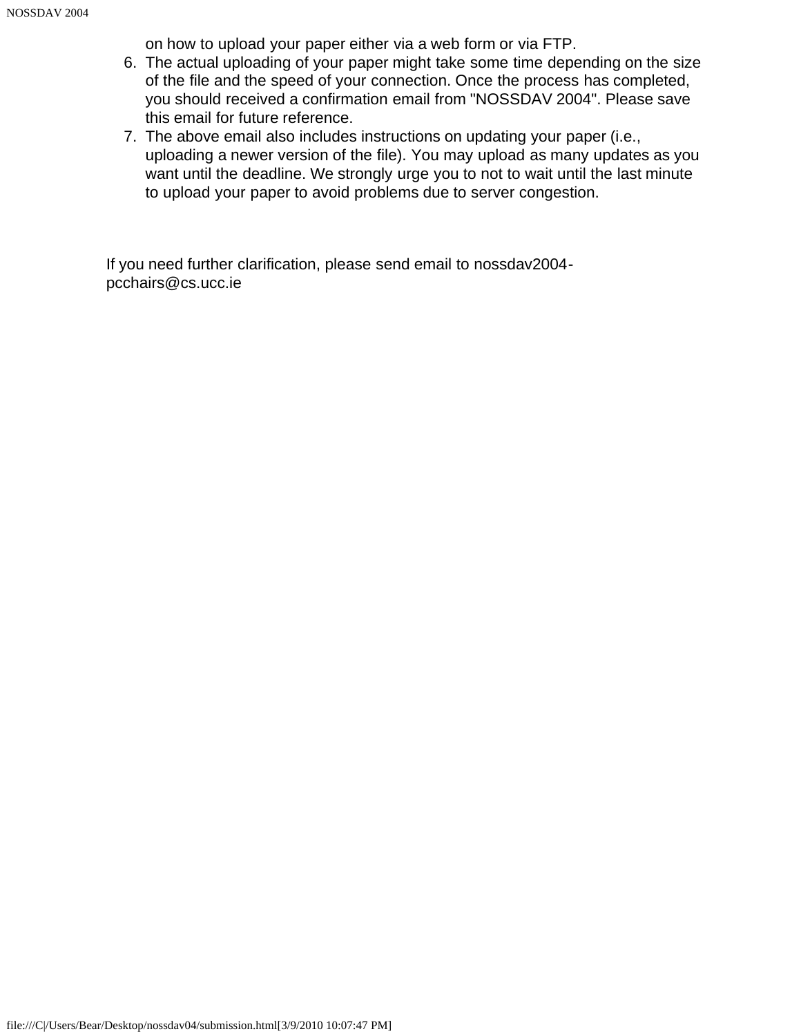on how to upload your paper either via a web form or via FTP.

6. The actual uploading of your paper might take some time depending on the size of the file and the speed of your connection. Once the process has completed, you should received a confirmation email from "NOSSDAV 2004". Please save this email for future reference.
7. The above email also includes instructions on updating your paper (i.e., uploading a newer version of the file). You may upload as many updates as you want until the deadline. We strongly urge you to not to wait until the last minute to upload your paper to avoid problems due to server congestion.

If you need further clarification, please send email to nossdav2004-pcchairs@cs.ucc.ie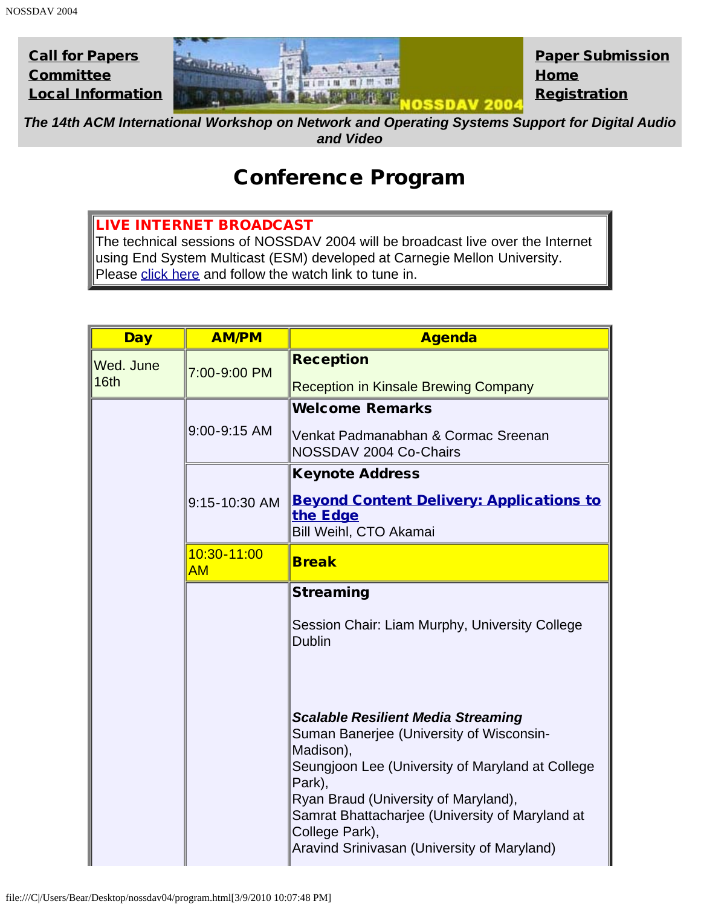Call for Papers
Committee
Local Information

Paper Submission
Home
Registration

*The 14th ACM International Workshop on Network and Operating Systems Support for Digital Audio and Video*

# Conference Program

**LIVE INTERNET BROADCAST**
The technical sessions of NOSSDAV 2004 will be broadcast live over the Internet using End System Multicast (ESM) developed at Carnegie Mellon University. Please click here and follow the watch link to tune in.

| Day | AM/PM | Agenda |
| --- | --- | --- |
| Wed. June 16th | 7:00-9:00 PM | **Reception**<br><br>Reception in Kinsale Brewing Company |
| | 9:00-9:15 AM | **Welcome Remarks**<br><br>Venkat Padmanabhan & Cormac Sreenan<br>NOSSDAV 2004 Co-Chairs |
| | 9:15-10:30 AM | **Keynote Address**<br><br>**Beyond Content Delivery: Applications to the Edge**<br>Bill Weihl, CTO Akamai |
| | 10:30-11:00 AM | **Break** |
| | | **Streaming**<br><br>Session Chair: Liam Murphy, University College Dublin<br><br>***Scalable Resilient Media Streaming***<br>Suman Banerjee (University of Wisconsin-Madison),<br>Seungjoon Lee (University of Maryland at College Park),<br>Ryan Braud (University of Maryland),<br>Samrat Bhattacharjee (University of Maryland at College Park),<br>Aravind Srinivasan (University of Maryland) |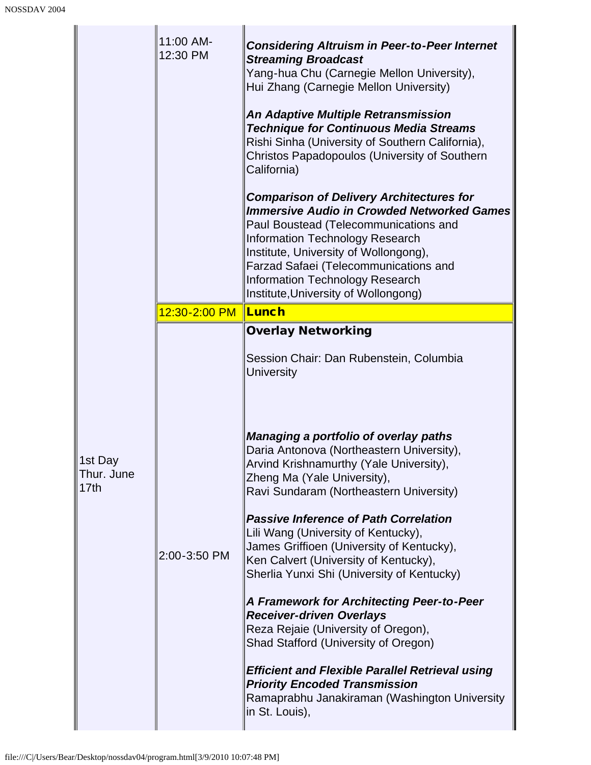| | | |
|---|---|---|
| 1st Day Thur. June 17th | 11:00 AM-12:30 PM | ***Considering Altruism in Peer-to-Peer Internet Streaming Broadcast***<br>Yang-hua Chu (Carnegie Mellon University),<br>Hui Zhang (Carnegie Mellon University)<br><br>***An Adaptive Multiple Retransmission Technique for Continuous Media Streams***<br>Rishi Sinha (University of Southern California),<br>Christos Papadopoulos (University of Southern California)<br><br>***Comparison of Delivery Architectures for Immersive Audio in Crowded Networked Games***<br>Paul Boustead (Telecommunications and Information Technology Research Institute, University of Wollongong),<br>Farzad Safaei (Telecommunications and Information Technology Research Institute,University of Wollongong) |
| | 12:30-2:00 PM | **Lunch** |
| | 2:00-3:50 PM | **Overlay Networking**<br><br>Session Chair: Dan Rubenstein, Columbia University<br><br>***Managing a portfolio of overlay paths***<br>Daria Antonova (Northeastern University),<br>Arvind Krishnamurthy (Yale University),<br>Zheng Ma (Yale University),<br>Ravi Sundaram (Northeastern University)<br><br>***Passive Inference of Path Correlation***<br>Lili Wang (University of Kentucky),<br>James Griffioen (University of Kentucky),<br>Ken Calvert (University of Kentucky),<br>Sherlia Yunxi Shi (University of Kentucky)<br><br>***A Framework for Architecting Peer-to-Peer Receiver-driven Overlays***<br>Reza Rejaie (University of Oregon),<br>Shad Stafford (University of Oregon)<br><br>***Efficient and Flexible Parallel Retrieval using Priority Encoded Transmission***<br>Ramaprabhu Janakiraman (Washington University in St. Louis), |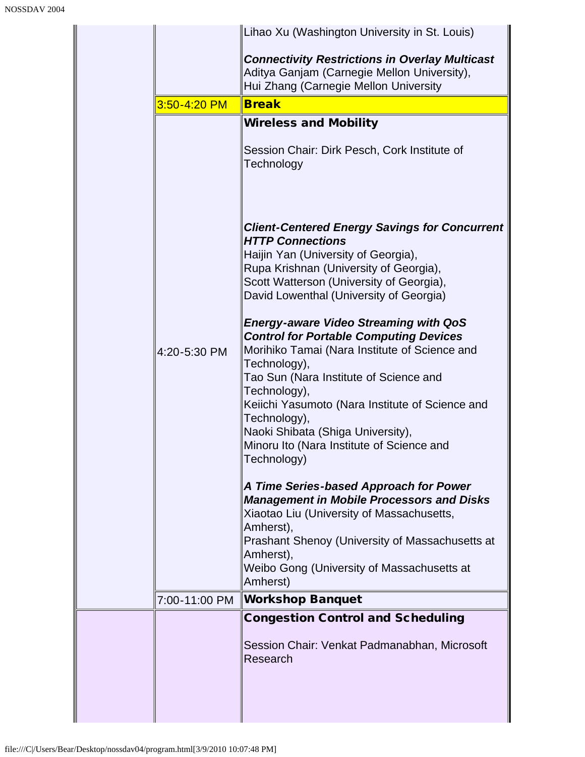| | | |
|---|---|---|
| | | Lihao Xu (Washington University in St. Louis)<br><br>***Connectivity Restrictions in Overlay Multicast***<br>Aditya Ganjam (Carnegie Mellon University),<br>Hui Zhang (Carnegie Mellon University |
| | 3:50-4:20 PM | **Break** |
| | 4:20-5:30 PM | **Wireless and Mobility**<br><br>Session Chair: Dirk Pesch, Cork Institute of Technology<br><br>***Client-Centered Energy Savings for Concurrent HTTP Connections***<br>Haijin Yan (University of Georgia),<br>Rupa Krishnan (University of Georgia),<br>Scott Watterson (University of Georgia),<br>David Lowenthal (University of Georgia)<br><br>***Energy-aware Video Streaming with QoS Control for Portable Computing Devices***<br>Morihiko Tamai (Nara Institute of Science and Technology),<br>Tao Sun (Nara Institute of Science and Technology),<br>Keiichi Yasumoto (Nara Institute of Science and Technology),<br>Naoki Shibata (Shiga University),<br>Minoru Ito (Nara Institute of Science and Technology)<br><br>***A Time Series-based Approach for Power Management in Mobile Processors and Disks***<br>Xiaotao Liu (University of Massachusetts, Amherst),<br>Prashant Shenoy (University of Massachusetts at Amherst),<br>Weibo Gong (University of Massachusetts at Amherst) |
| | 7:00-11:00 PM | **Workshop Banquet** |
| | | **Congestion Control and Scheduling**<br><br>Session Chair: Venkat Padmanabhan, Microsoft Research |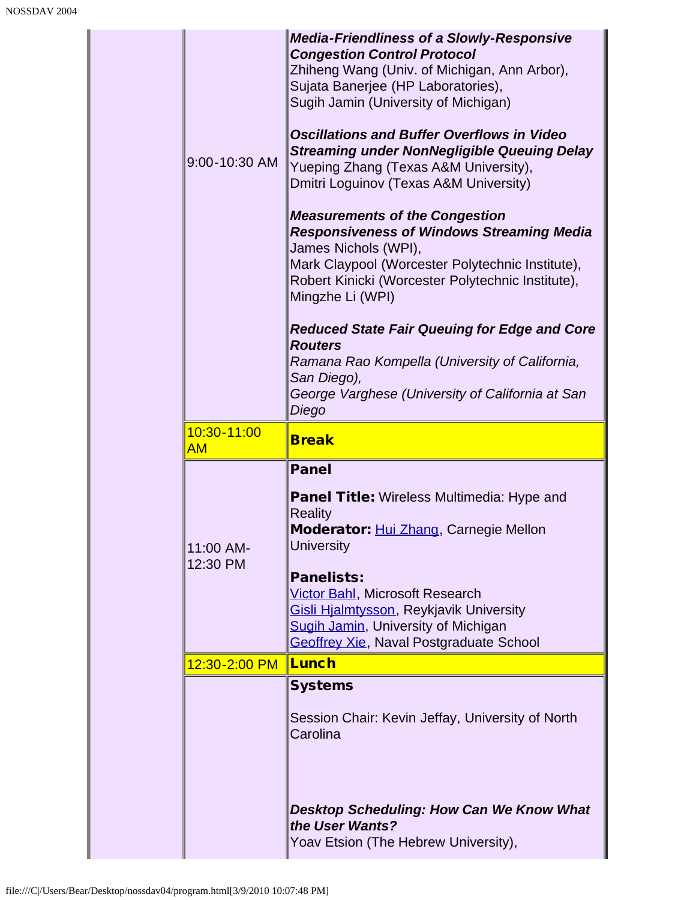| | | |
|---|---|---|
| | 9:00-10:30 AM | ***Media-Friendliness of a Slowly-Responsive Congestion Control Protocol***<br>Zhiheng Wang (Univ. of Michigan, Ann Arbor),<br>Sujata Banerjee (HP Laboratories),<br>Sugih Jamin (University of Michigan)<br><br>***Oscillations and Buffer Overflows in Video Streaming under NonNegligible Queuing Delay***<br>Yueping Zhang (Texas A&M University),<br>Dmitri Loguinov (Texas A&M University)<br><br>***Measurements of the Congestion Responsiveness of Windows Streaming Media***<br>James Nichols (WPI),<br>Mark Claypool (Worcester Polytechnic Institute),<br>Robert Kinicki (Worcester Polytechnic Institute),<br>Mingzhe Li (WPI)<br><br>***Reduced State Fair Queuing for Edge and Core Routers***<br>*Ramana Rao Kompella (University of California, San Diego),*<br>*George Varghese (University of California at San Diego* |
| | 10:30-11:00 AM | **Break** |
| | 11:00 AM-12:30 PM | **Panel**<br><br>**Panel Title:** Wireless Multimedia: Hype and Reality<br>**Moderator:** Hui Zhang, Carnegie Mellon University<br><br>**Panelists:**<br>Victor Bahl, Microsoft Research<br>Gisli Hjalmtysson, Reykjavik University<br>Sugih Jamin, University of Michigan<br>Geoffrey Xie, Naval Postgraduate School |
| | 12:30-2:00 PM | **Lunch** |
| | | **Systems**<br><br>Session Chair: Kevin Jeffay, University of North Carolina<br><br>***Desktop Scheduling: How Can We Know What the User Wants?***<br>Yoav Etsion (The Hebrew University), |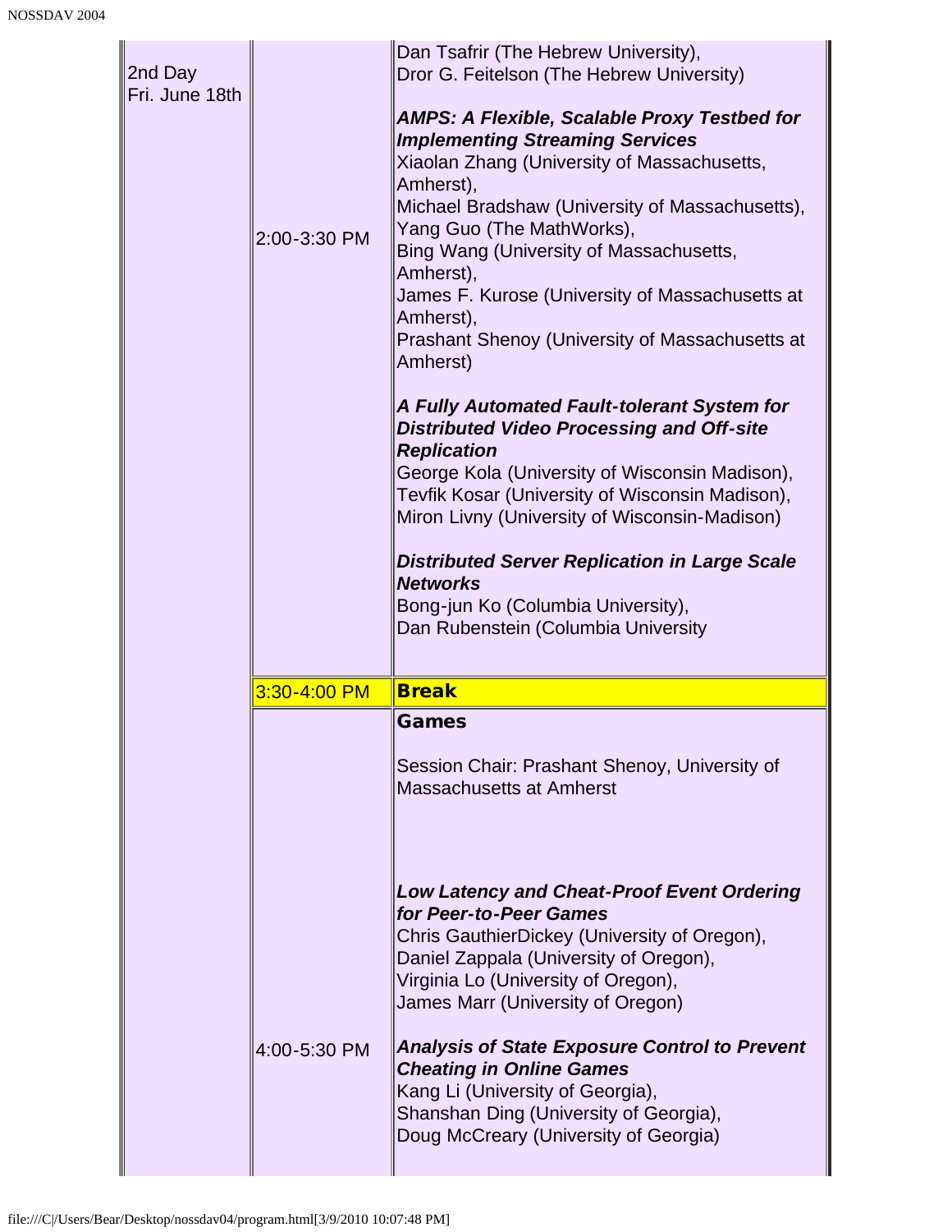| | | |
|---|---|---|
| 2nd Day<br>Fri. June 18th | 2:00-3:30 PM | Dan Tsafrir (The Hebrew University),<br>Dror G. Feitelson (The Hebrew University)<br><br>***AMPS: A Flexible, Scalable Proxy Testbed for Implementing Streaming Services***<br>Xiaolan Zhang (University of Massachusetts, Amherst),<br>Michael Bradshaw (University of Massachusetts),<br>Yang Guo (The MathWorks),<br>Bing Wang (University of Massachusetts, Amherst),<br>James F. Kurose (University of Massachusetts at Amherst),<br>Prashant Shenoy (University of Massachusetts at Amherst)<br><br>***A Fully Automated Fault-tolerant System for Distributed Video Processing and Off-site Replication***<br>George Kola (University of Wisconsin Madison),<br>Tevfik Kosar (University of Wisconsin Madison),<br>Miron Livny (University of Wisconsin-Madison)<br><br>***Distributed Server Replication in Large Scale Networks***<br>Bong-jun Ko (Columbia University),<br>Dan Rubenstein (Columbia University |
| | 3:30-4:00 PM | **Break** |
| | 4:00-5:30 PM | **Games**<br><br>Session Chair: Prashant Shenoy, University of Massachusetts at Amherst<br><br>***Low Latency and Cheat-Proof Event Ordering for Peer-to-Peer Games***<br>Chris GauthierDickey (University of Oregon),<br>Daniel Zappala (University of Oregon),<br>Virginia Lo (University of Oregon),<br>James Marr (University of Oregon)<br><br>***Analysis of State Exposure Control to Prevent Cheating in Online Games***<br>Kang Li (University of Georgia),<br>Shanshan Ding (University of Georgia),<br>Doug McCreary (University of Georgia) |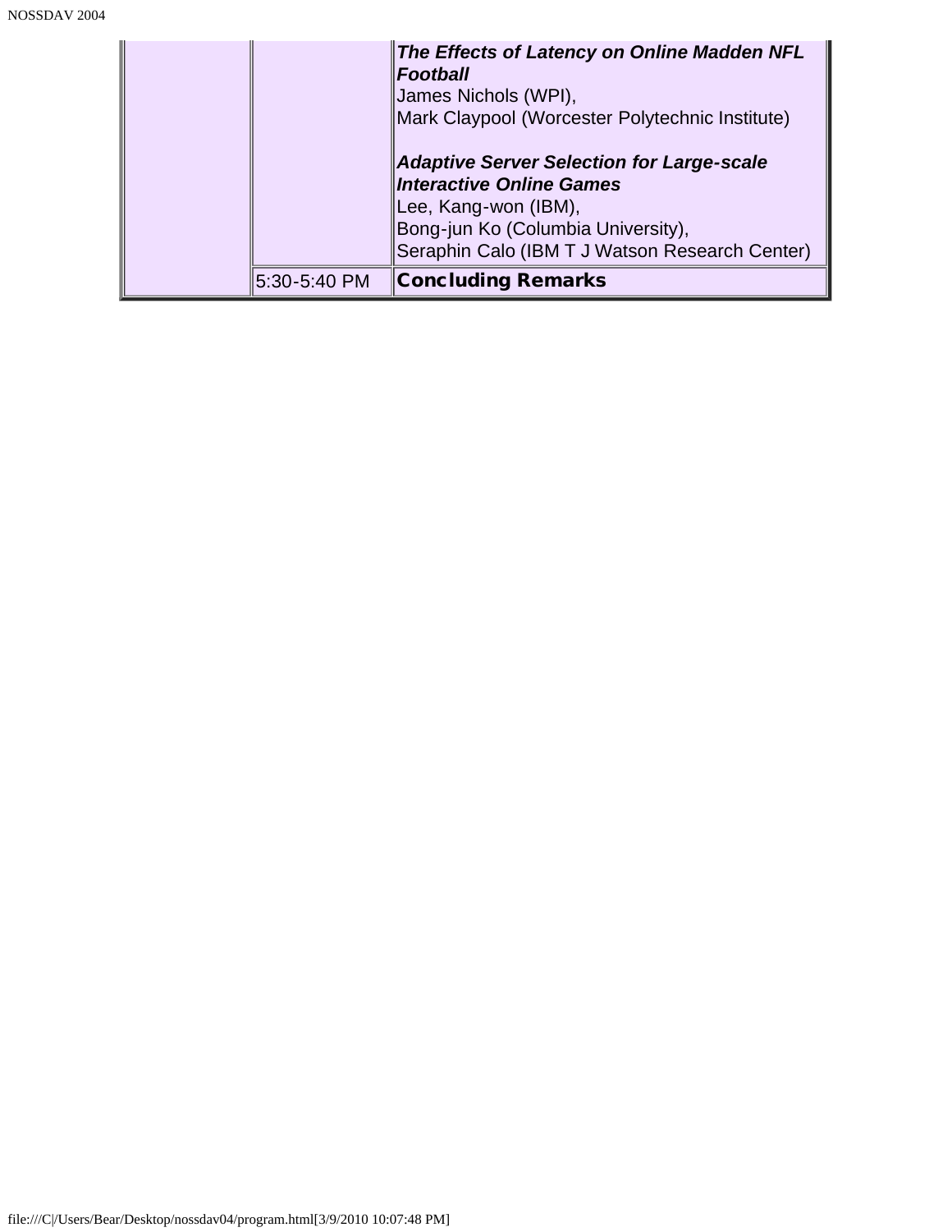| | | |
|---|---|---|
| | | ***The Effects of Latency on Online Madden NFL Football***<br>James Nichols (WPI),<br>Mark Claypool (Worcester Polytechnic Institute)<br><br>***Adaptive Server Selection for Large-scale Interactive Online Games***<br>Lee, Kang-won (IBM),<br>Bong-jun Ko (Columbia University),<br>Seraphin Calo (IBM T J Watson Research Center) |
| | 5:30-5:40 PM | **Concluding Remarks** |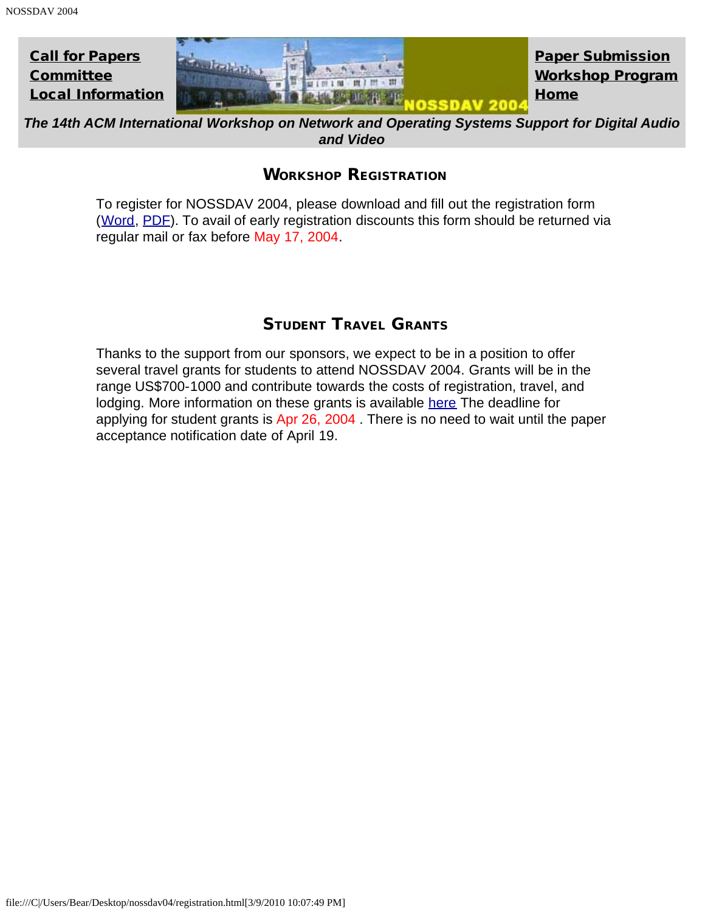Call for Papers
Committee
Local Information

Paper Submission
Workshop Program
Home

***The 14th ACM International Workshop on Network and Operating Systems Support for Digital Audio and Video***

## Workshop Registration

To register for NOSSDAV 2004, please download and fill out the registration form (Word, PDF). To avail of early registration discounts this form should be returned via regular mail or fax before May 17, 2004.

## Student Travel Grants

Thanks to the support from our sponsors, we expect to be in a position to offer several travel grants for students to attend NOSSDAV 2004. Grants will be in the range US$700-1000 and contribute towards the costs of registration, travel, and lodging. More information on these grants is available here The deadline for applying for student grants is Apr 26, 2004 . There is no need to wait until the paper acceptance notification date of April 19.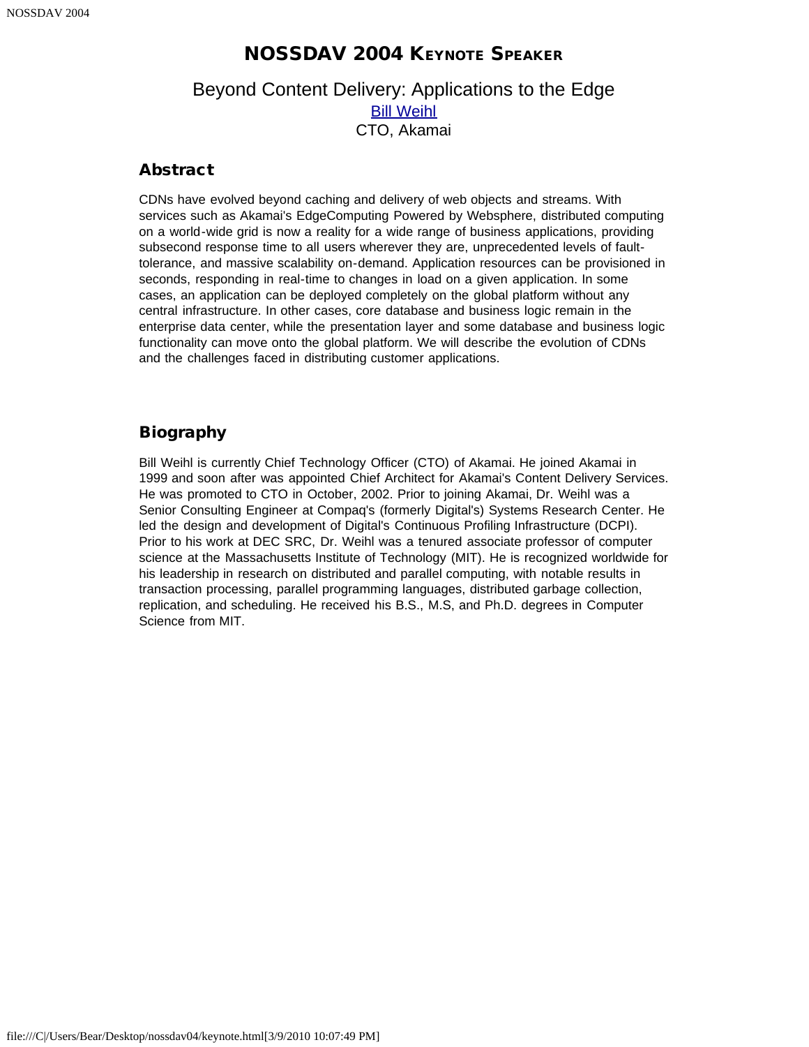# NOSSDAV 2004 KEYNOTE SPEAKER

## Beyond Content Delivery: Applications to the Edge

Bill Weihl
CTO, Akamai

### Abstract

CDNs have evolved beyond caching and delivery of web objects and streams. With services such as Akamai's EdgeComputing Powered by Websphere, distributed computing on a world-wide grid is now a reality for a wide range of business applications, providing subsecond response time to all users wherever they are, unprecedented levels of fault-tolerance, and massive scalability on-demand. Application resources can be provisioned in seconds, responding in real-time to changes in load on a given application. In some cases, an application can be deployed completely on the global platform without any central infrastructure. In other cases, core database and business logic remain in the enterprise data center, while the presentation layer and some database and business logic functionality can move onto the global platform. We will describe the evolution of CDNs and the challenges faced in distributing customer applications.

### Biography

Bill Weihl is currently Chief Technology Officer (CTO) of Akamai. He joined Akamai in 1999 and soon after was appointed Chief Architect for Akamai's Content Delivery Services. He was promoted to CTO in October, 2002. Prior to joining Akamai, Dr. Weihl was a Senior Consulting Engineer at Compaq's (formerly Digital's) Systems Research Center. He led the design and development of Digital's Continuous Profiling Infrastructure (DCPI). Prior to his work at DEC SRC, Dr. Weihl was a tenured associate professor of computer science at the Massachusetts Institute of Technology (MIT). He is recognized worldwide for his leadership in research on distributed and parallel computing, with notable results in transaction processing, parallel programming languages, distributed garbage collection, replication, and scheduling. He received his B.S., M.S, and Ph.D. degrees in Computer Science from MIT.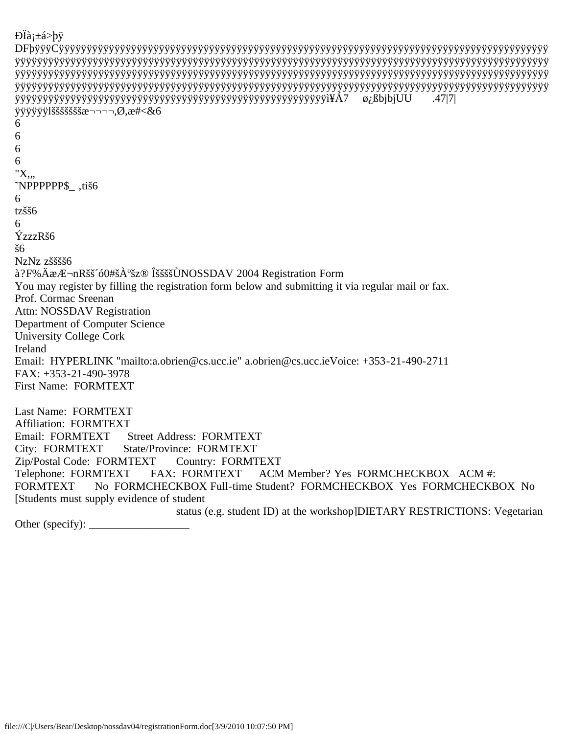# NOSSDAV 2004 Registration Form

You may register by filling the registration form below and submitting it via regular mail or fax.

Prof. Cormac Sreenan
Attn: NOSSDAV Registration
Department of Computer Science
University College Cork
Ireland
Email: HYPERLINK "mailto:a.obrien@cs.ucc.ie" a.obrien@cs.ucc.ieVoice: +353-21-490-2711
FAX: +353-21-490-3978

First Name: FORMTEXT

Last Name: FORMTEXT
Affiliation: FORMTEXT
Email: FORMTEXT Street Address: FORMTEXT
City: FORMTEXT State/Province: FORMTEXT
Zip/Postal Code: FORMTEXT Country: FORMTEXT
Telephone: FORMTEXT FAX: FORMTEXT ACM Member? Yes FORMCHECKBOX ACM #: FORMTEXT No FORMCHECKBOX Full-time Student? FORMCHECKBOX Yes FORMCHECKBOX No [Students must supply evidence of student status (e.g. student ID) at the workshop]DIETARY RESTRICTIONS: Vegetarian Other (specify): __________________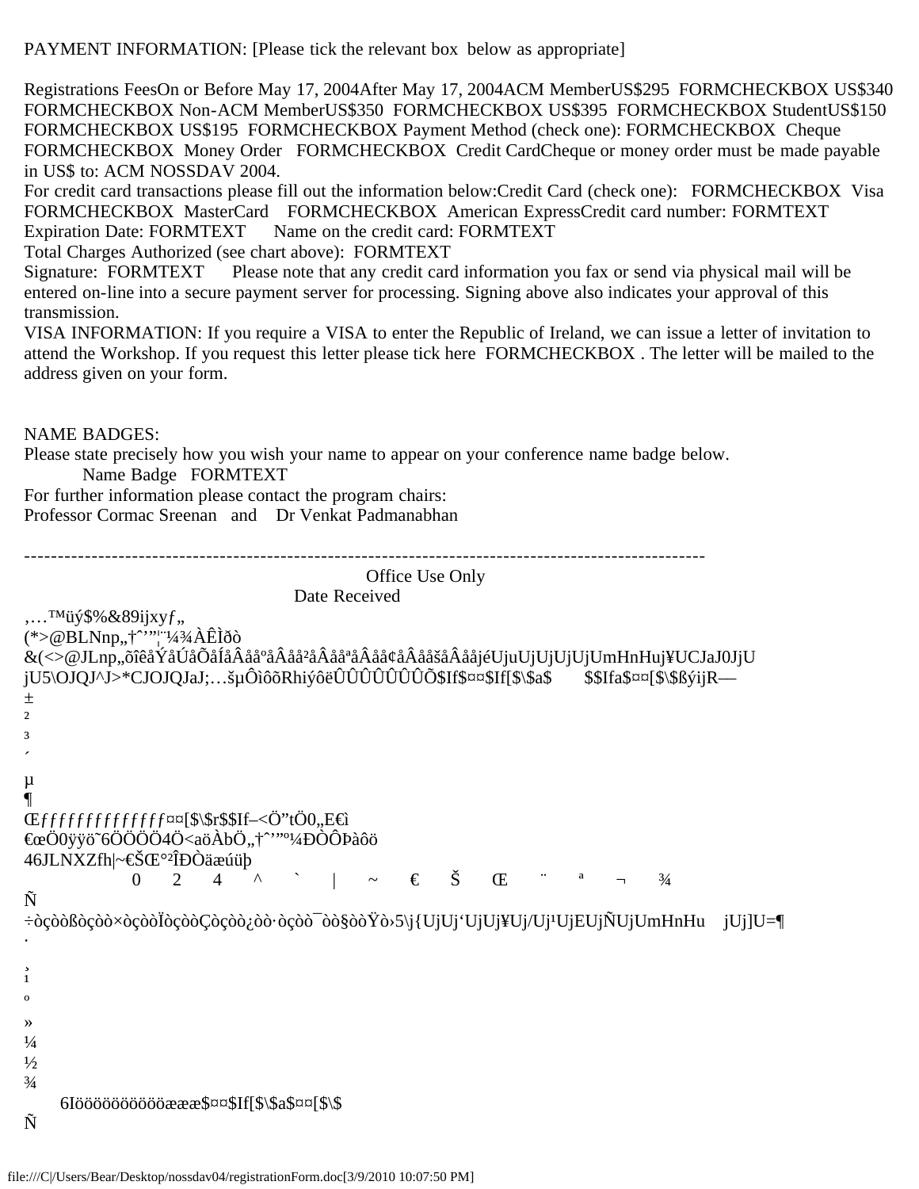PAYMENT INFORMATION: [Please tick the relevant box below as appropriate]

Registrations FeesOn or Before May 17, 2004After May 17, 2004ACM MemberUS$295 FORMCHECKBOX US$340 FORMCHECKBOX Non-ACM MemberUS$350 FORMCHECKBOX US$395 FORMCHECKBOX StudentUS$150 FORMCHECKBOX US$195 FORMCHECKBOX Payment Method (check one): FORMCHECKBOX Cheque FORMCHECKBOX Money Order FORMCHECKBOX Credit CardCheque or money order must be made payable in US$ to: ACM NOSSDAV 2004.
For credit card transactions please fill out the information below:Credit Card (check one): FORMCHECKBOX Visa FORMCHECKBOX MasterCard FORMCHECKBOX American ExpressCredit card number: FORMTEXT
Expiration Date: FORMTEXT Name on the credit card: FORMTEXT
Total Charges Authorized (see chart above): FORMTEXT
Signature: FORMTEXT Please note that any credit card information you fax or send via physical mail will be entered on-line into a secure payment server for processing. Signing above also indicates your approval of this transmission.
VISA INFORMATION: If you require a VISA to enter the Republic of Ireland, we can issue a letter of invitation to attend the Workshop. If you request this letter please tick here FORMCHECKBOX . The letter will be mailed to the address given on your form.

NAME BADGES:
Please state precisely how you wish your name to appear on your conference name badge below.
Name Badge FORMTEXT
For further information please contact the program chairs:
Professor Cormac Sreenan and Dr Venkat Padmanabhan

---------------------------------------------------------------------------------------------------------

Office Use Only

Date Received

‚…™üý$%&89ijxyƒ„
(*>@BLNnp„†ˆ’”¦¨¼¾ÀÊÌðò
&(<>@JLnp„õîêåÝåÚåÕåÍåÂååºåÂåå²åÂååªåÂåå¢åÂååšåÂååjéUjuUjUjUjUjUmHnHuj¥UCJaJ0JjU
jU5\OJQJ^J>*CJOJQJaJ;…šµÔìôõRhiýôëÛÛÛÛÛÛÛÕ$If$¤¤$If[$\$a$ $$Ifa$¤¤[$\$ßýijR—
±
²
³
´
µ
¶
Œƒƒƒƒƒƒƒƒƒƒƒƒƒƒ¤¤[$\$r$$If–<Ö”tÖ0„E€ì
€œÖ0ÿÿö˜6ÖÖÖÖ4Ö<aöÀbÖ„†ˆ’”º¼ÐÒÔÞàôö
46JLNXZfh|~€ŠŒ°²ÎÐÒäæúüþ
0 2 4 ^ ` | ~ € Š Œ ¨ ª ¬ ¾
Ñ
÷òçòòßòçòò×òçòòÏòçòòÇòçòò¿òò·òçòò¯òò§òòŸò›5\j{UjUj‘UjUj¥Uj/Uj¹UjEUjÑUjUmHnHu jUj]U=¶
·
¸
¹
º
»
¼
½
¾
6Iööööööööööææ$¤¤$If[$\$a$¤¤[$\$
Ñ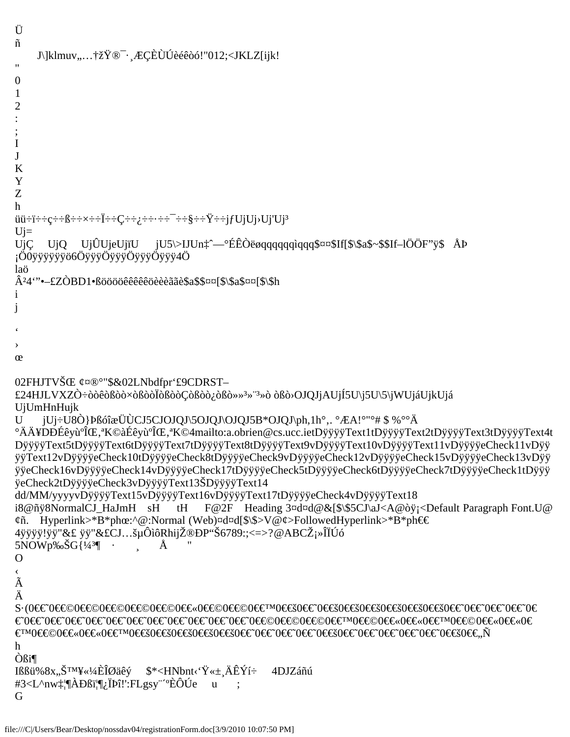Ü
ñ
J\]klmuv„…†žŸ®¯·¸ÆÇÈÙÚèéêòó!"012;<JKLZ[ijk!
"
0
1
2
:
;
I
J
K
Y
Z
h
üü÷ï÷÷ç÷÷ß÷÷×÷÷Ï÷÷Ç÷÷¿÷÷·÷÷¯÷÷§÷÷Ÿ÷÷jƒUjUj›Uj'Uj³
Uj=
UjÇ UjQ UjÛUjeUjïU jU5\>IJUn‡ˆ—°ÉÊÒëøqqqqqqìqqq$¤¤$If[$\$a$~$$If–lÖÖF"ÿ$ ÅÞ
¡Ö0ÿÿÿÿÿÿö6ÖÿÿÿÖÿÿÿÖÿÿÿÖÿÿÿ4Ö
laö
Â²4'"•–£ZÒBD1•ßööööêêêêêöèèèããè$a$$¤¤[$\$a$¤¤[$\$h
i
j
‘
›
œ
02FHJTVŠŒ ¢¤®°"$&02LNbdfpr'£9CDRST–
£24HJLVXZÒ÷òòêòßòò×òßòòÏòßòòÇòßòò¿òßò»»³»¨³»ò òßò›OJQJjAUjÍ5U\j5U\5\jWUjáUjkUjá
UjUmHnHujk
U jUj÷U8Ò}ÞßóîæÜÙCJ5CJOJQJ\5OJQJ\OJQJ5B*OJQJ\ph,1h°,. °ÆA!°"°# $ %°°Ä
°ÄÄ¥DÐÉêyùºÎŒ,ªK©àÉêyùºÎŒ,ªK©4mailto:a.obrien@cs.ucc.ietDÿÿÿÿText1tDÿÿÿÿText2tDÿÿÿÿText3tDÿÿÿÿText4t
DÿÿÿÿText5tDÿÿÿÿText6tDÿÿÿÿText7tDÿÿÿÿText8tDÿÿÿÿText9vDÿÿÿÿText10vDÿÿÿÿText11vDÿÿÿÿeCheck11vDÿÿ
ÿÿText12vDÿÿÿÿeCheck10tDÿÿÿÿeCheck8tDÿÿÿÿeCheck9vDÿÿÿÿeCheck12vDÿÿÿÿeCheck15vDÿÿÿÿeCheck13vDÿÿ
ÿÿeCheck16vDÿÿÿÿeCheck14vDÿÿÿÿeCheck17tDÿÿÿÿeCheck5tDÿÿÿÿeCheck6tDÿÿÿÿeCheck7tDÿÿÿÿeCheck1tDÿÿÿ
ÿeCheck2tDÿÿÿÿeCheck3vDÿÿÿÿText13ŠDÿÿÿÿText14
dd/MM/yyyyvDÿÿÿÿText15vDÿÿÿÿText16vDÿÿÿÿText17tDÿÿÿÿeCheck4vDÿÿÿÿText18
i8@ñÿ8NormalCJ_HaJmH sH tH F@2F Heading 3¤d¤d@&[$\$5CJ\aJ<A@òÿ¡<Default Paragraph Font.U@
¢ñ. Hyperlink>*B*phœ:^@:Normal (Web)¤d¤d[$\$>V@¢>FollowedHyperlink>*B*ph€€
4ÿÿÿÿ!ÿÿ"&£ ÿÿ"&£CJ…šµÔìôRhijŽ®ÐP"Š6789:;<=>?@ABCŽ¡»ÎÏÚó
5NOWp‰ŠG{¼³¶ · ¸ Å "
O
‹
Ã
Ä
S·(0€€˜0€€©0€€©0€€©0€€©0€€©0€€«0€€©0€€©0€€™0€€š0€€˜0€€š0€€š0€€š0€€š0€€š0€€š0€€˜0€€˜0€€˜0€€˜0€
€˜0€€˜0€€˜0€€˜0€€˜0€€˜0€€˜0€€˜0€€˜0€€˜0€€˜0€€˜0€€©0€€©0€€©0€€©0€€™0€€©0€€«0€€«0€€™0€€©0€€«0€€«0€
€™0€€©0€€«0€€«0€€™0€€š0€€š0€€š0€€š0€€š0€€š0€€˜0€€˜0€€˜0€€˜0€€š0€€˜0€€˜0€€˜0€€˜0€€˜0€€š0€€„Ñ
h
Òßì¶
Ißßü%8x„Š™¥«¼ÈÎØäêý $*<HNbnt‹'Ÿ«±¸ÄÊÝí÷ 4DJZáñú
#3<L^nw‡¦¶ÀÐßï¦¶¿ÏÞî!':FLgsy¨´ºÈÔÚe u ;
G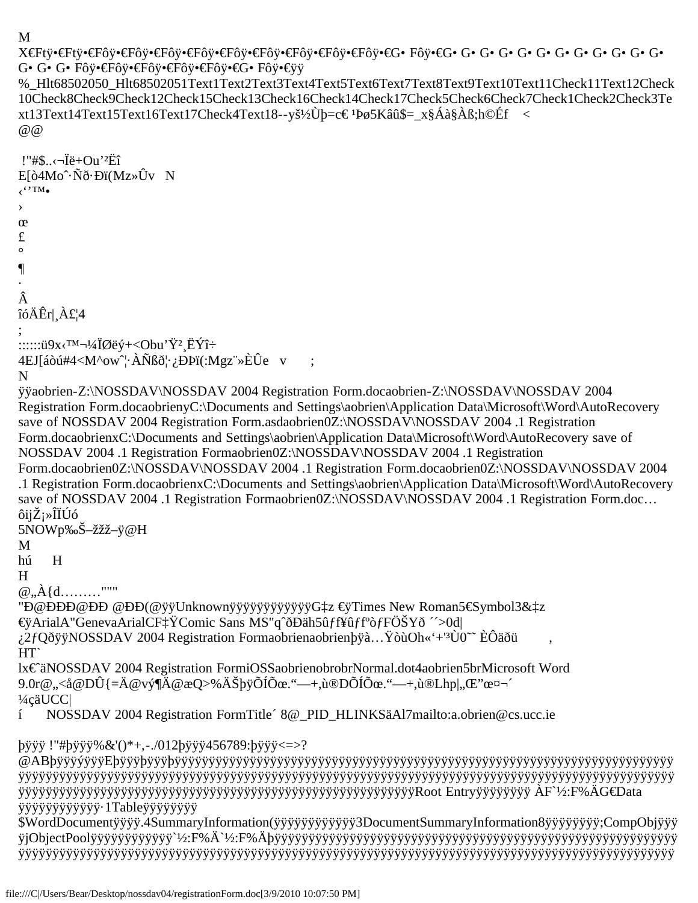M
X€Ftÿ•€Ftÿ•€Fôÿ•€Fôÿ•€Fôÿ•€Fôÿ•€Fôÿ•€Fôÿ•€Fôÿ•€Fôÿ•€Fôÿ•€G• Fôÿ•€G• G• G• G• G• G• G• G• G• G• G• G• G• G• G• G• Fôÿ•€Fôÿ•€Fôÿ•€Fôÿ•€Fôÿ•€G• Fôÿ•€ÿÿ
%_Hlt68502050_Hlt68502051Text1Text2Text3Text4Text5Text6Text7Text8Text9Text10Text11Check11Text12Check10Check8Check9Check12Check15Check13Check16Check14Check17Check5Check6Check7Check1Check2Check3Text13Text14Text15Text16Text17Check4Text18--yš½Ùþ=c€ ¹Þø5Kâû$=_x§Áà§Àß;h©Éf <
@@

!"#$..‹¬Ïë+Ou'²Ëî
E[ò4Moˆ·Ñð·Ðï(Mz»Ûv N
‹''™•
›
œ
£
°
¶
·
Â
îóÄÊr|¸À£¦4
;
::::::ü9x‹™¬¼ÏØëý+<Obu'Ÿ²¸ËÝî÷
4EJ[áòú#4<M^owˆ¦·ÀÑßð¦·¿ÐÞï(:Mgz¨»ÈÛe v ;
N
ÿÿaobrien-Z:\NOSSDAV\NOSSDAV 2004 Registration Form.docaobrien-Z:\NOSSDAV\NOSSDAV 2004 Registration Form.docaobrienyC:\Documents and Settings\aobrien\Application Data\Microsoft\Word\AutoRecovery save of NOSSDAV 2004 Registration Form.asdaobrien0Z:\NOSSDAV\NOSSDAV 2004 .1 Registration Form.docaobrienxC:\Documents and Settings\aobrien\Application Data\Microsoft\Word\AutoRecovery save of NOSSDAV 2004 .1 Registration Formaobrien0Z:\NOSSDAV\NOSSDAV 2004 .1 Registration Form.docaobrien0Z:\NOSSDAV\NOSSDAV 2004 .1 Registration Form.docaobrien0Z:\NOSSDAV\NOSSDAV 2004 .1 Registration Form.docaobrienxC:\Documents and Settings\aobrien\Application Data\Microsoft\Word\AutoRecovery save of NOSSDAV 2004 .1 Registration Formaobrien0Z:\NOSSDAV\NOSSDAV 2004 .1 Registration Form.doc…
ôijŽ¡»ÎÏÚó
5NOWp‰Š–žžž–ÿ@H
M
hú H
H
@„À{d………"""
"Ð@ÐÐÐ@ÐÐ @ÐÐ(@ÿÿUnknownÿÿÿÿÿÿÿÿÿÿÿÿG‡z €ÿTimes New Roman5€Symbol3&‡z
€ÿArialA"GenevaArialCF‡ŸComic Sans MS"qˆðÐäh5ûƒf¥ûƒfºòƒFÖŠYð ´´>0d|
¿2ƒQðÿÿNOSSDAV 2004 Registration Formaobrienaobrienþÿà…ŸòùOh«'+'³Ù0˜ ÈÔäðü ,
HT`
lx€ˆäNOSSDAV 2004 Registration FormiOSSaobrienobrobrNormal.dot4aobrien5brMicrosoft Word 9.0r@„<å@DÛ{=Ä@vý¶Ä@æQ>%ÄŠþÿÕÍÕœ."—+,ù®DÕÍÕœ."—+,ù®Lhp|„Œ"œ¤¬´
¼çäUCC|
í NOSSDAV 2004 Registration FormTitle´ 8@_PID_HLINKSäAl7mailto:a.obrien@cs.ucc.ie

þÿÿÿ !"#þÿÿÿ%&'()*+,-./012þÿÿÿ456789:þÿÿÿ<=>?
@ABþÿÿÿÿÿÿÿEþÿÿÿþÿÿÿþÿÿÿÿÿÿÿÿÿÿÿÿÿÿÿÿÿÿÿÿÿÿÿÿÿÿÿÿÿÿÿÿÿÿÿÿÿÿÿÿÿÿÿÿÿÿÿÿÿÿÿÿÿÿÿÿÿÿÿÿÿÿÿÿÿÿÿÿÿÿÿÿÿÿÿÿÿÿÿÿÿÿÿÿÿÿÿÿÿÿÿÿÿÿÿÿÿÿÿÿÿÿÿÿÿÿÿÿÿÿÿÿÿÿÿÿÿÿÿÿÿÿÿÿÿÿÿÿÿÿÿÿÿÿÿÿÿÿÿÿÿÿÿÿÿÿÿÿÿÿÿÿÿÿÿÿÿÿÿÿÿÿÿÿÿÿÿÿÿÿÿÿÿÿÿÿÿÿÿÿÿÿÿÿÿÿÿÿÿÿÿÿÿÿÿÿÿÿÿÿÿÿÿÿÿÿÿÿÿÿÿÿÿÿÿÿÿÿÿÿÿÿÿÿÿÿÿÿÿÿÿÿÿÿÿÿÿÿÿÿÿÿÿÿÿÿÿÿÿÿÿÿÿÿÿÿÿÿÿRoot Entryÿÿÿÿÿÿÿÿ ÀF`½:F%ÄG€Data
ÿÿÿÿÿÿÿÿÿÿÿÿ·1Tableÿÿÿÿÿÿÿÿ
$WordDocumentÿÿÿÿ.4SummaryInformation(ÿÿÿÿÿÿÿÿÿÿÿÿ3DocumentSummaryInformation8ÿÿÿÿÿÿÿÿ;CompObjÿÿÿÿjObjectPoolÿÿÿÿÿÿÿÿÿÿÿÿ`½:F%Ä`½:F%Äþÿÿÿÿÿÿÿÿÿÿÿÿÿÿÿÿÿÿÿÿÿÿÿÿÿÿÿÿÿÿÿÿÿÿÿÿÿÿÿÿÿÿÿÿÿÿÿÿÿÿÿÿÿÿÿÿÿÿÿÿÿÿÿÿÿÿÿÿÿÿÿÿÿÿÿÿÿÿÿÿÿÿÿÿÿÿÿÿÿÿÿÿÿÿÿÿÿÿÿÿÿÿÿÿÿÿÿÿÿÿÿÿÿÿÿÿÿÿÿÿÿÿÿÿÿÿÿÿÿÿÿÿÿ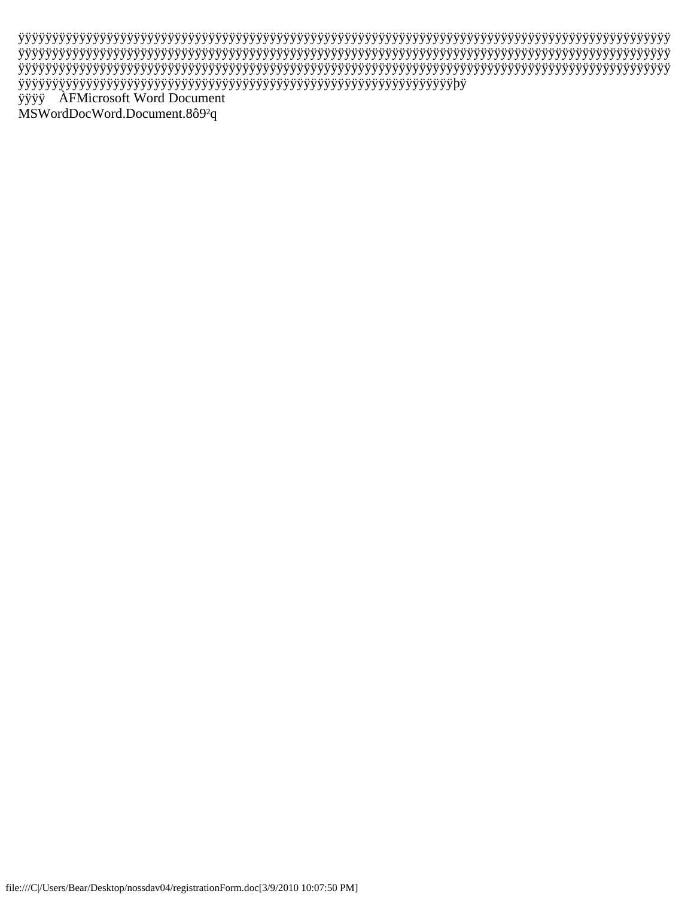ÿÿÿÿÿÿÿÿÿÿÿÿÿÿÿÿÿÿÿÿÿÿÿÿÿÿÿÿÿÿÿÿÿÿÿÿÿÿÿÿÿÿÿÿÿÿÿÿÿÿÿÿÿÿÿÿÿÿÿÿÿÿÿÿÿÿÿÿÿÿÿÿÿÿÿÿÿÿÿÿÿÿÿÿÿÿÿÿÿÿÿÿÿÿÿÿ
ÿÿÿÿÿÿÿÿÿÿÿÿÿÿÿÿÿÿÿÿÿÿÿÿÿÿÿÿÿÿÿÿÿÿÿÿÿÿÿÿÿÿÿÿÿÿÿÿÿÿÿÿÿÿÿÿÿÿÿÿÿÿÿÿÿÿÿÿÿÿÿÿÿÿÿÿÿÿÿÿÿÿÿÿÿÿÿÿÿÿÿÿÿÿÿÿ
ÿÿÿÿÿÿÿÿÿÿÿÿÿÿÿÿÿÿÿÿÿÿÿÿÿÿÿÿÿÿÿÿÿÿÿÿÿÿÿÿÿÿÿÿÿÿÿÿÿÿÿÿÿÿÿÿÿÿÿÿÿÿÿÿÿÿÿÿÿÿÿÿÿÿÿÿÿÿÿÿÿÿÿÿÿÿÿÿÿÿÿÿÿÿÿÿ
ÿÿÿÿÿÿÿÿÿÿÿÿÿÿÿÿÿÿÿÿÿÿÿÿÿÿÿÿÿÿÿÿÿÿÿÿÿÿÿÿÿÿÿÿÿÿÿÿÿÿÿÿÿÿÿÿÿÿÿÿÿÿÿþÿ
ÿÿÿÿ ÀFMicrosoft Word Document
MSWordDocWord.Document.8ô9²q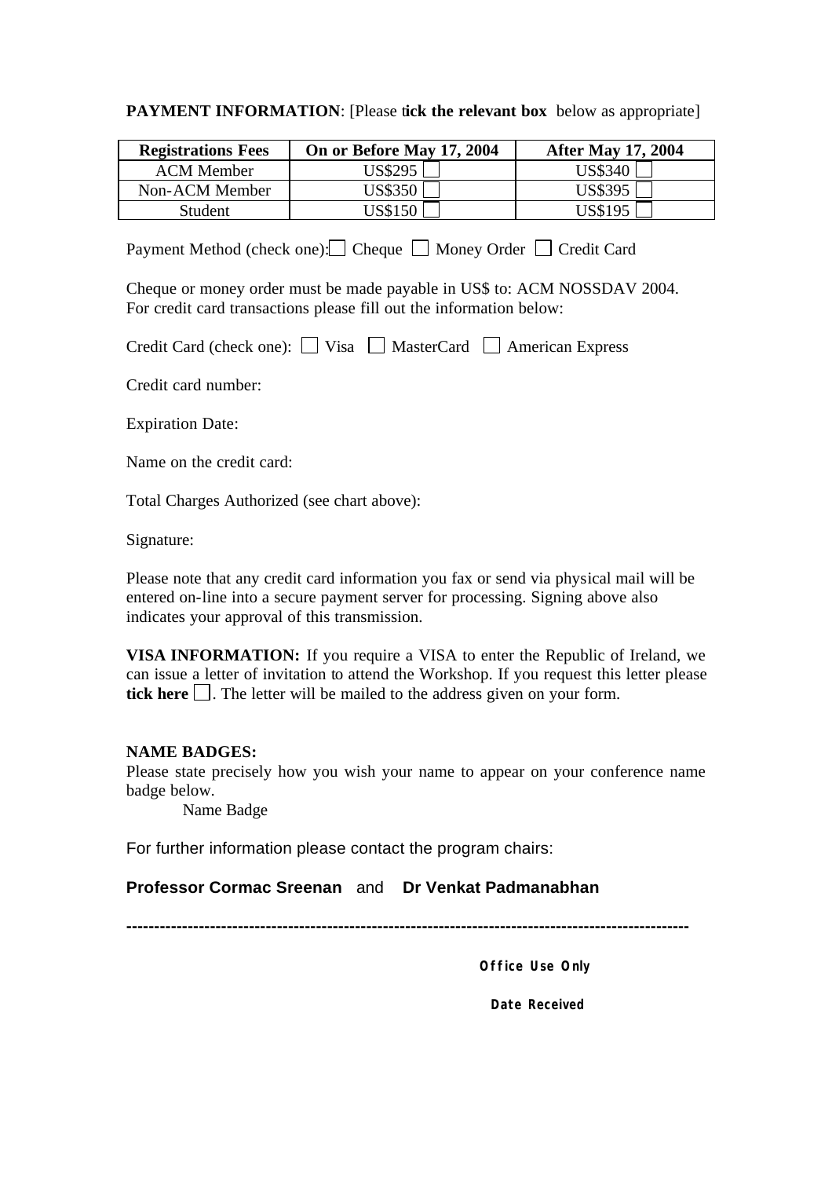**PAYMENT INFORMATION**: [Please **tick the relevant box** below as appropriate]

| Registrations Fees | On or Before May 17, 2004 | After May 17, 2004 |
|---|---|---|
| ACM Member | US$295 ☐ | US$340 ☐ |
| Non-ACM Member | US$350 ☐ | US$395 ☐ |
| Student | US$150 ☐ | US$195 ☐ |

Payment Method (check one): ☐ Cheque ☐ Money Order ☐ Credit Card

Cheque or money order must be made payable in US$ to: ACM NOSSDAV 2004.
For credit card transactions please fill out the information below:

Credit Card (check one): ☐ Visa ☐ MasterCard ☐ American Express

Credit card number:

Expiration Date:

Name on the credit card:

Total Charges Authorized (see chart above):

Signature:

Please note that any credit card information you fax or send via physical mail will be entered on-line into a secure payment server for processing. Signing above also indicates your approval of this transmission.

**VISA INFORMATION:** If you require a VISA to enter the Republic of Ireland, we can issue a letter of invitation to attend the Workshop. If you request this letter please **tick here** ☐. The letter will be mailed to the address given on your form.

**NAME BADGES:**
Please state precisely how you wish your name to appear on your conference name badge below.

Name Badge

For further information please contact the program chairs:

**Professor Cormac Sreenan** and **Dr Venkat Padmanabhan**

---

**Office Use Only**

**Date Received**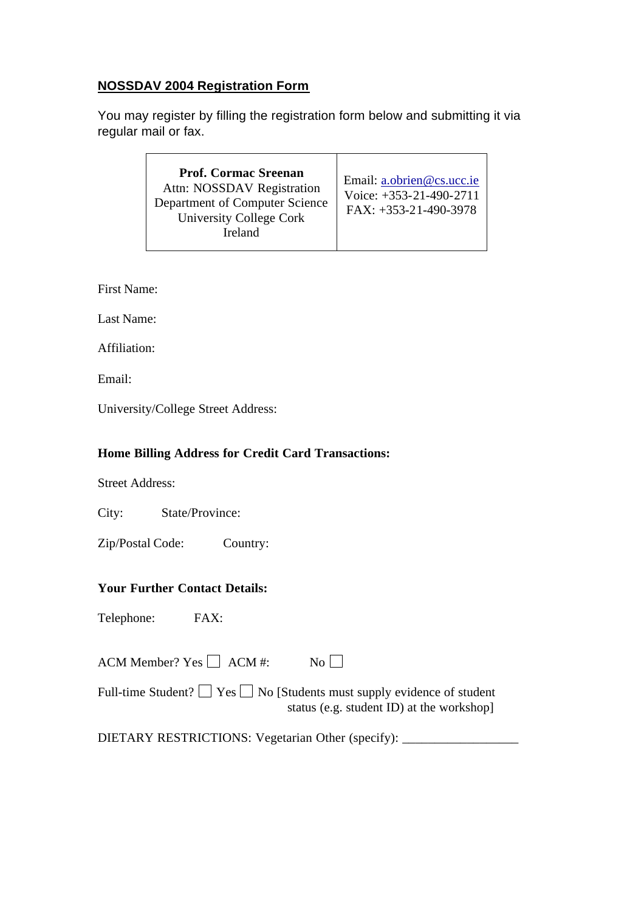## NOSSDAV 2004 Registration Form

You may register by filling the registration form below and submitting it via regular mail or fax.

| **Prof. Cormac Sreenan**<br>Attn: NOSSDAV Registration<br>Department of Computer Science<br>University College Cork<br>Ireland | Email: a.obrien@cs.ucc.ie<br>Voice: +353-21-490-2711<br>FAX: +353-21-490-3978 |
|---|---|

First Name:

Last Name:

Affiliation:

Email:

University/College Street Address:

**Home Billing Address for Credit Card Transactions:**

Street Address:

City: State/Province:

Zip/Postal Code: Country:

**Your Further Contact Details:**

Telephone: FAX:

ACM Member? Yes ☐ ACM #: No ☐

Full-time Student? ☐ Yes ☐ No [Students must supply evidence of student status (e.g. student ID) at the workshop]

DIETARY RESTRICTIONS: Vegetarian Other (specify): ___________________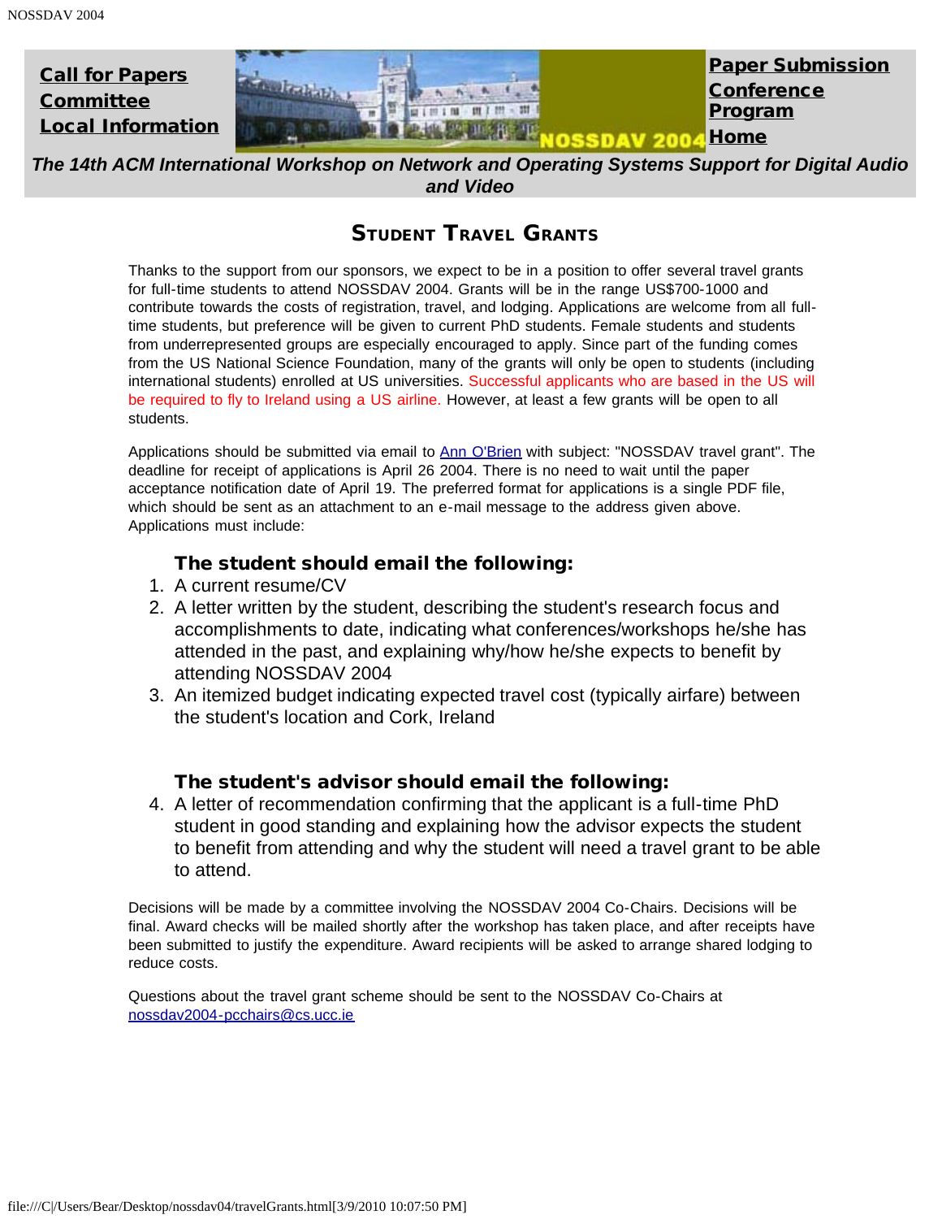Call for Papers
Committee
Local Information

Paper Submission
Conference Program
Home

*The 14th ACM International Workshop on Network and Operating Systems Support for Digital Audio and Video*

## Student Travel Grants

Thanks to the support from our sponsors, we expect to be in a position to offer several travel grants for full-time students to attend NOSSDAV 2004. Grants will be in the range US$700-1000 and contribute towards the costs of registration, travel, and lodging. Applications are welcome from all full-time students, but preference will be given to current PhD students. Female students and students from underrepresented groups are especially encouraged to apply. Since part of the funding comes from the US National Science Foundation, many of the grants will only be open to students (including international students) enrolled at US universities. Successful applicants who are based in the US will be required to fly to Ireland using a US airline. However, at least a few grants will be open to all students.

Applications should be submitted via email to Ann O'Brien with subject: "NOSSDAV travel grant". The deadline for receipt of applications is April 26 2004. There is no need to wait until the paper acceptance notification date of April 19. The preferred format for applications is a single PDF file, which should be sent as an attachment to an e-mail message to the address given above. Applications must include:

**The student should email the following:**

1. A current resume/CV
2. A letter written by the student, describing the student's research focus and accomplishments to date, indicating what conferences/workshops he/she has attended in the past, and explaining why/how he/she expects to benefit by attending NOSSDAV 2004
3. An itemized budget indicating expected travel cost (typically airfare) between the student's location and Cork, Ireland

**The student's advisor should email the following:**

4. A letter of recommendation confirming that the applicant is a full-time PhD student in good standing and explaining how the advisor expects the student to benefit from attending and why the student will need a travel grant to be able to attend.

Decisions will be made by a committee involving the NOSSDAV 2004 Co-Chairs. Decisions will be final. Award checks will be mailed shortly after the workshop has taken place, and after receipts have been submitted to justify the expenditure. Award recipients will be asked to arrange shared lodging to reduce costs.

Questions about the travel grant scheme should be sent to the NOSSDAV Co-Chairs at nossdav2004-pcchairs@cs.ucc.ie